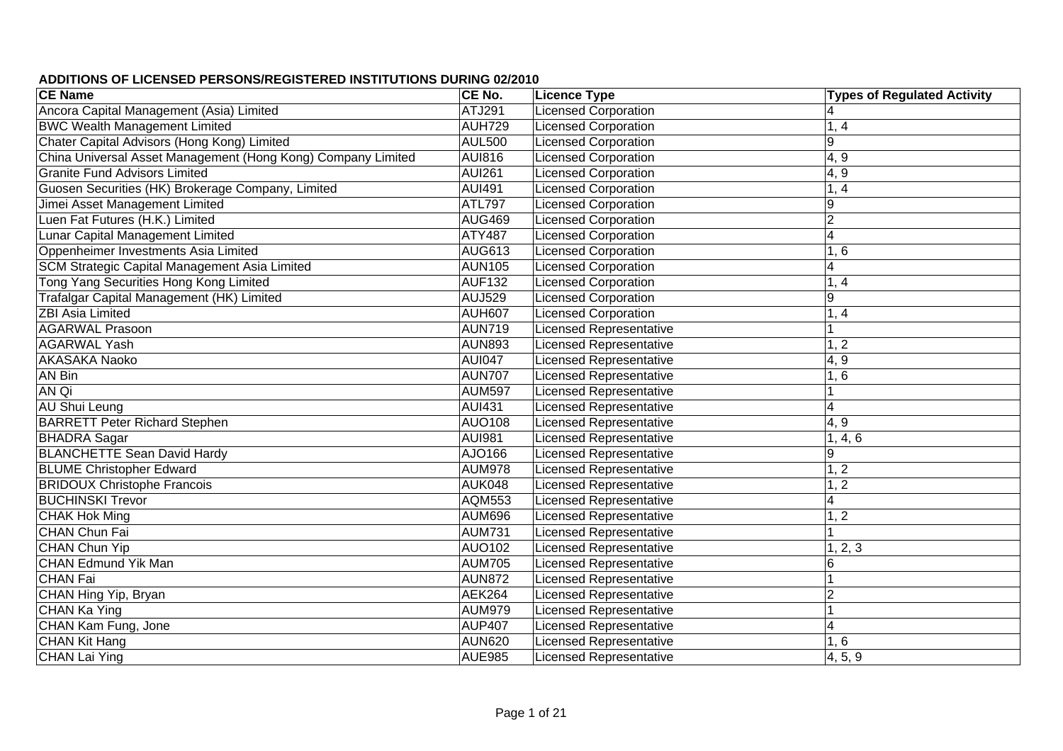## ADDITIONS OF LICENSED PERSONS/REGISTERED INSTITUTIONS DURING 02/2010

| CE Name | CE No. | Licence Type | Types of Regulated Activity |
|---|---|---|---|
| Ancora Capital Management (Asia) Limited | ATJ291 | Licensed Corporation | 4 |
| BWC Wealth Management Limited | AUH729 | Licensed Corporation | 1, 4 |
| Chater Capital Advisors (Hong Kong) Limited | AUL500 | Licensed Corporation | 9 |
| China Universal Asset Management (Hong Kong) Company Limited | AUI816 | Licensed Corporation | 4, 9 |
| Granite Fund Advisors Limited | AUI261 | Licensed Corporation | 4, 9 |
| Guosen Securities (HK) Brokerage Company, Limited | AUI491 | Licensed Corporation | 1, 4 |
| Jimei Asset Management Limited | ATL797 | Licensed Corporation | 9 |
| Luen Fat Futures (H.K.) Limited | AUG469 | Licensed Corporation | 2 |
| Lunar Capital Management Limited | ATY487 | Licensed Corporation | 4 |
| Oppenheimer Investments Asia Limited | AUG613 | Licensed Corporation | 1, 6 |
| SCM Strategic Capital Management Asia Limited | AUN105 | Licensed Corporation | 4 |
| Tong Yang Securities Hong Kong Limited | AUF132 | Licensed Corporation | 1, 4 |
| Trafalgar Capital Management (HK) Limited | AUJ529 | Licensed Corporation | 9 |
| ZBI Asia Limited | AUH607 | Licensed Corporation | 1, 4 |
| AGARWAL Prasoon | AUN719 | Licensed Representative | 1 |
| AGARWAL Yash | AUN893 | Licensed Representative | 1, 2 |
| AKASAKA Naoko | AUI047 | Licensed Representative | 4, 9 |
| AN Bin | AUN707 | Licensed Representative | 1, 6 |
| AN Qi | AUM597 | Licensed Representative | 1 |
| AU Shui Leung | AUI431 | Licensed Representative | 4 |
| BARRETT Peter Richard Stephen | AUO108 | Licensed Representative | 4, 9 |
| BHADRA Sagar | AUI981 | Licensed Representative | 1, 4, 6 |
| BLANCHETTE Sean David Hardy | AJO166 | Licensed Representative | 9 |
| BLUME Christopher Edward | AUM978 | Licensed Representative | 1, 2 |
| BRIDOUX Christophe Francois | AUK048 | Licensed Representative | 1, 2 |
| BUCHINSKI Trevor | AQM553 | Licensed Representative | 4 |
| CHAK Hok Ming | AUM696 | Licensed Representative | 1, 2 |
| CHAN Chun Fai | AUM731 | Licensed Representative | 1 |
| CHAN Chun Yip | AUO102 | Licensed Representative | 1, 2, 3 |
| CHAN Edmund Yik Man | AUM705 | Licensed Representative | 6 |
| CHAN Fai | AUN872 | Licensed Representative | 1 |
| CHAN Hing Yip, Bryan | AEK264 | Licensed Representative | 2 |
| CHAN Ka Ying | AUM979 | Licensed Representative | 1 |
| CHAN Kam Fung, Jone | AUP407 | Licensed Representative | 4 |
| CHAN Kit Hang | AUN620 | Licensed Representative | 1, 6 |
| CHAN Lai Ying | AUE985 | Licensed Representative | 4, 5, 9 |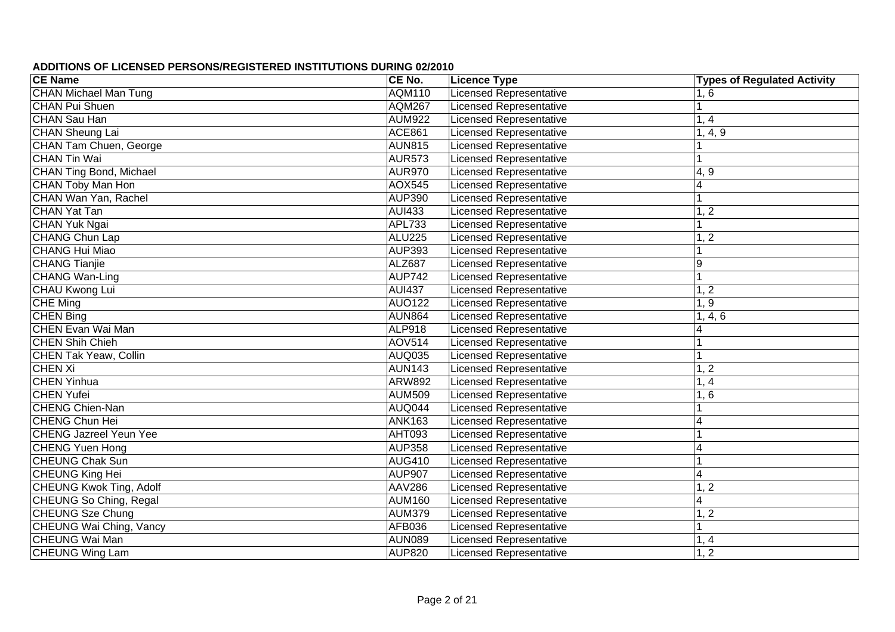## ADDITIONS OF LICENSED PERSONS/REGISTERED INSTITUTIONS DURING 02/2010

| CE Name | CE No. | Licence Type | Types of Regulated Activity |
|---|---|---|---|
| CHAN Michael Man Tung | AQM110 | Licensed Representative | 1, 6 |
| CHAN Pui Shuen | AQM267 | Licensed Representative | 1 |
| CHAN Sau Han | AUM922 | Licensed Representative | 1, 4 |
| CHAN Sheung Lai | ACE861 | Licensed Representative | 1, 4, 9 |
| CHAN Tam Chuen, George | AUN815 | Licensed Representative | 1 |
| CHAN Tin Wai | AUR573 | Licensed Representative | 1 |
| CHAN Ting Bond, Michael | AUR970 | Licensed Representative | 4, 9 |
| CHAN Toby Man Hon | AOX545 | Licensed Representative | 4 |
| CHAN Wan Yan, Rachel | AUP390 | Licensed Representative | 1 |
| CHAN Yat Tan | AUI433 | Licensed Representative | 1, 2 |
| CHAN Yuk Ngai | APL733 | Licensed Representative | 1 |
| CHANG Chun Lap | ALU225 | Licensed Representative | 1, 2 |
| CHANG Hui Miao | AUP393 | Licensed Representative | 1 |
| CHANG Tianjie | ALZ687 | Licensed Representative | 9 |
| CHANG Wan-Ling | AUP742 | Licensed Representative | 1 |
| CHAU Kwong Lui | AUI437 | Licensed Representative | 1, 2 |
| CHE Ming | AUO122 | Licensed Representative | 1, 9 |
| CHEN Bing | AUN864 | Licensed Representative | 1, 4, 6 |
| CHEN Evan Wai Man | ALP918 | Licensed Representative | 4 |
| CHEN Shih Chieh | AOV514 | Licensed Representative | 1 |
| CHEN Tak Yeaw, Collin | AUQ035 | Licensed Representative | 1 |
| CHEN Xi | AUN143 | Licensed Representative | 1, 2 |
| CHEN Yinhua | ARW892 | Licensed Representative | 1, 4 |
| CHEN Yufei | AUM509 | Licensed Representative | 1, 6 |
| CHENG Chien-Nan | AUQ044 | Licensed Representative | 1 |
| CHENG Chun Hei | ANK163 | Licensed Representative | 4 |
| CHENG Jazreel Yeun Yee | AHT093 | Licensed Representative | 1 |
| CHENG Yuen Hong | AUP358 | Licensed Representative | 4 |
| CHEUNG Chak Sun | AUG410 | Licensed Representative | 1 |
| CHEUNG King Hei | AUP907 | Licensed Representative | 4 |
| CHEUNG Kwok Ting, Adolf | AAV286 | Licensed Representative | 1, 2 |
| CHEUNG So Ching, Regal | AUM160 | Licensed Representative | 4 |
| CHEUNG Sze Chung | AUM379 | Licensed Representative | 1, 2 |
| CHEUNG Wai Ching, Vancy | AFB036 | Licensed Representative | 1 |
| CHEUNG Wai Man | AUN089 | Licensed Representative | 1, 4 |
| CHEUNG Wing Lam | AUP820 | Licensed Representative | 1, 2 |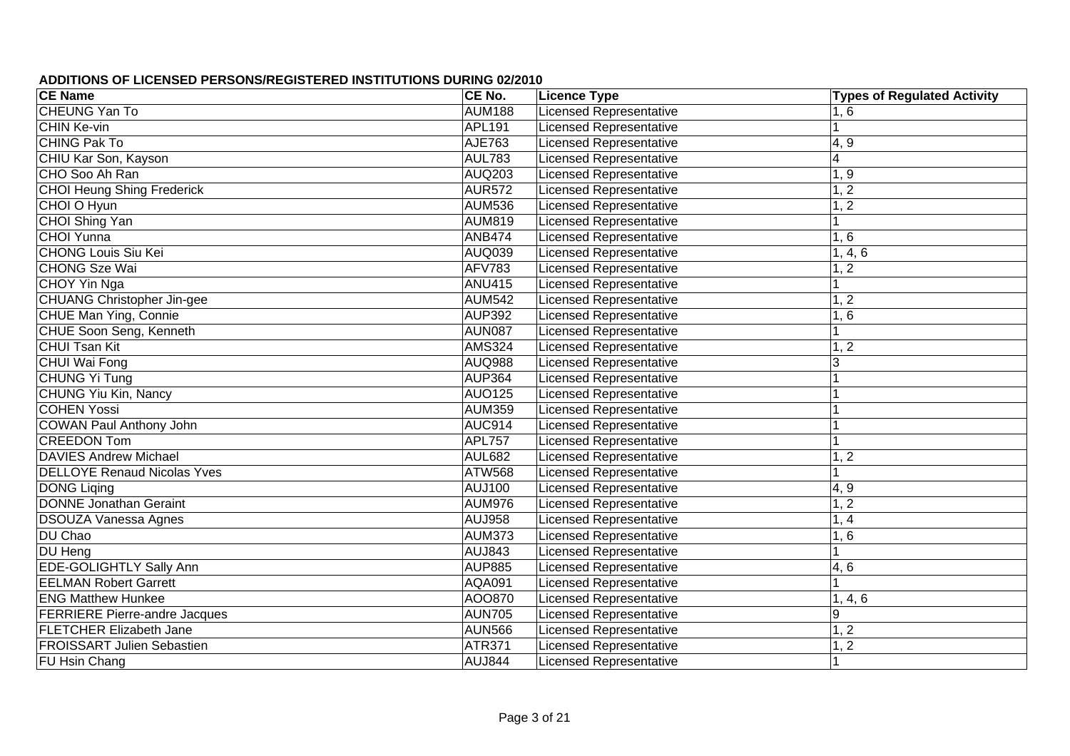**ADDITIONS OF LICENSED PERSONS/REGISTERED INSTITUTIONS DURING 02/2010**

| CE Name | CE No. | Licence Type | Types of Regulated Activity |
|---|---|---|---|
| CHEUNG Yan To | AUM188 | Licensed Representative | 1, 6 |
| CHIN Ke-vin | APL191 | Licensed Representative | 1 |
| CHING Pak To | AJE763 | Licensed Representative | 4, 9 |
| CHIU Kar Son, Kayson | AUL783 | Licensed Representative | 4 |
| CHO Soo Ah Ran | AUQ203 | Licensed Representative | 1, 9 |
| CHOI Heung Shing Frederick | AUR572 | Licensed Representative | 1, 2 |
| CHOI O Hyun | AUM536 | Licensed Representative | 1, 2 |
| CHOI Shing Yan | AUM819 | Licensed Representative | 1 |
| CHOI Yunna | ANB474 | Licensed Representative | 1, 6 |
| CHONG Louis Siu Kei | AUQ039 | Licensed Representative | 1, 4, 6 |
| CHONG Sze Wai | AFV783 | Licensed Representative | 1, 2 |
| CHOY Yin Nga | ANU415 | Licensed Representative | 1 |
| CHUANG Christopher Jin-gee | AUM542 | Licensed Representative | 1, 2 |
| CHUE Man Ying, Connie | AUP392 | Licensed Representative | 1, 6 |
| CHUE Soon Seng, Kenneth | AUN087 | Licensed Representative | 1 |
| CHUI Tsan Kit | AMS324 | Licensed Representative | 1, 2 |
| CHUI Wai Fong | AUQ988 | Licensed Representative | 3 |
| CHUNG Yi Tung | AUP364 | Licensed Representative | 1 |
| CHUNG Yiu Kin, Nancy | AUO125 | Licensed Representative | 1 |
| COHEN Yossi | AUM359 | Licensed Representative | 1 |
| COWAN Paul Anthony John | AUC914 | Licensed Representative | 1 |
| CREEDON Tom | APL757 | Licensed Representative | 1 |
| DAVIES Andrew Michael | AUL682 | Licensed Representative | 1, 2 |
| DELLOYE Renaud Nicolas Yves | ATW568 | Licensed Representative | 1 |
| DONG Liqing | AUJ100 | Licensed Representative | 4, 9 |
| DONNE Jonathan Geraint | AUM976 | Licensed Representative | 1, 2 |
| DSOUZA Vanessa Agnes | AUJ958 | Licensed Representative | 1, 4 |
| DU Chao | AUM373 | Licensed Representative | 1, 6 |
| DU Heng | AUJ843 | Licensed Representative | 1 |
| EDE-GOLIGHTLY Sally Ann | AUP885 | Licensed Representative | 4, 6 |
| EELMAN Robert Garrett | AQA091 | Licensed Representative | 1 |
| ENG Matthew Hunkee | AOO870 | Licensed Representative | 1, 4, 6 |
| FERRIERE Pierre-andre Jacques | AUN705 | Licensed Representative | 9 |
| FLETCHER Elizabeth Jane | AUN566 | Licensed Representative | 1, 2 |
| FROISSART Julien Sebastien | ATR371 | Licensed Representative | 1, 2 |
| FU Hsin Chang | AUJ844 | Licensed Representative | 1 |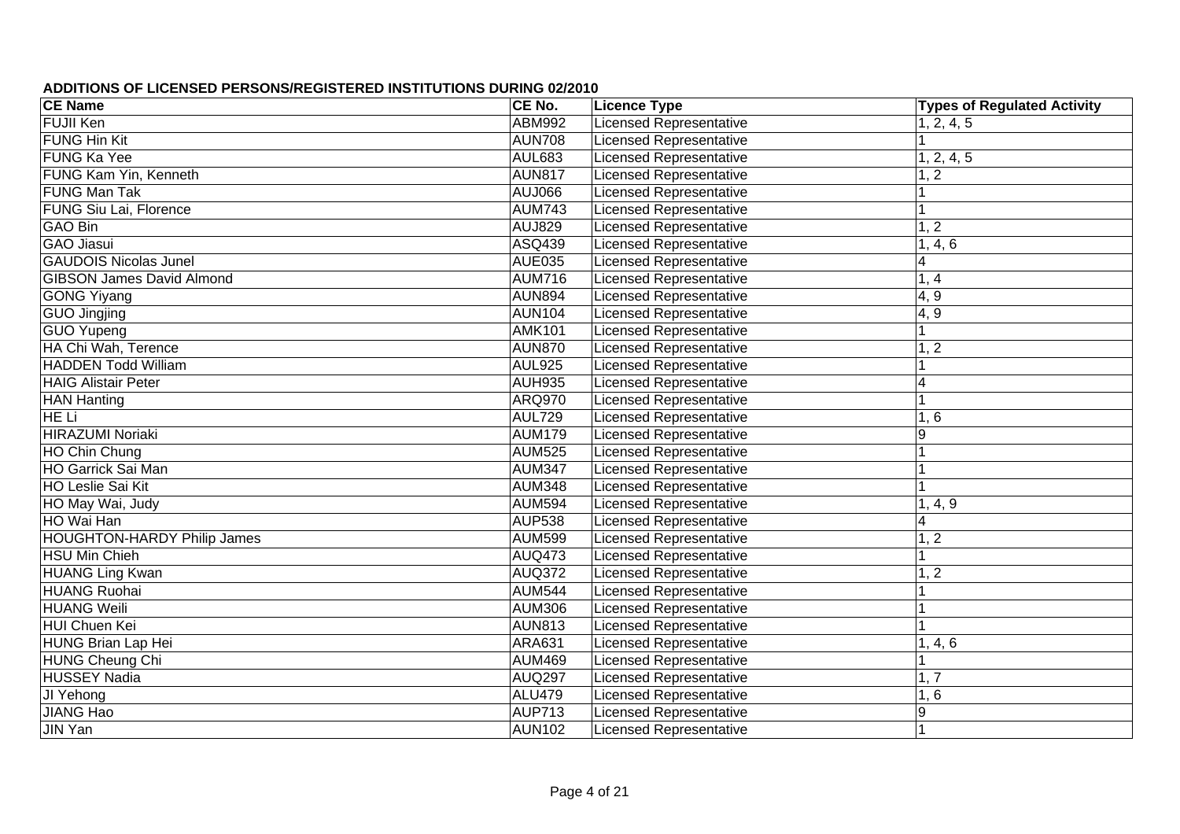**ADDITIONS OF LICENSED PERSONS/REGISTERED INSTITUTIONS DURING 02/2010**

| CE Name | CE No. | Licence Type | Types of Regulated Activity |
|---|---|---|---|
| FUJII Ken | ABM992 | Licensed Representative | 1, 2, 4, 5 |
| FUNG Hin Kit | AUN708 | Licensed Representative | 1 |
| FUNG Ka Yee | AUL683 | Licensed Representative | 1, 2, 4, 5 |
| FUNG Kam Yin, Kenneth | AUN817 | Licensed Representative | 1, 2 |
| FUNG Man Tak | AUJ066 | Licensed Representative | 1 |
| FUNG Siu Lai, Florence | AUM743 | Licensed Representative | 1 |
| GAO Bin | AUJ829 | Licensed Representative | 1, 2 |
| GAO Jiasui | ASQ439 | Licensed Representative | 1, 4, 6 |
| GAUDOIS Nicolas Junel | AUE035 | Licensed Representative | 4 |
| GIBSON James David Almond | AUM716 | Licensed Representative | 1, 4 |
| GONG Yiyang | AUN894 | Licensed Representative | 4, 9 |
| GUO Jingjing | AUN104 | Licensed Representative | 4, 9 |
| GUO Yupeng | AMK101 | Licensed Representative | 1 |
| HA Chi Wah, Terence | AUN870 | Licensed Representative | 1, 2 |
| HADDEN Todd William | AUL925 | Licensed Representative | 1 |
| HAIG Alistair Peter | AUH935 | Licensed Representative | 4 |
| HAN Hanting | ARQ970 | Licensed Representative | 1 |
| HE Li | AUL729 | Licensed Representative | 1, 6 |
| HIRAZUMI Noriaki | AUM179 | Licensed Representative | 9 |
| HO Chin Chung | AUM525 | Licensed Representative | 1 |
| HO Garrick Sai Man | AUM347 | Licensed Representative | 1 |
| HO Leslie Sai Kit | AUM348 | Licensed Representative | 1 |
| HO May Wai, Judy | AUM594 | Licensed Representative | 1, 4, 9 |
| HO Wai Han | AUP538 | Licensed Representative | 4 |
| HOUGHTON-HARDY Philip James | AUM599 | Licensed Representative | 1, 2 |
| HSU Min Chieh | AUQ473 | Licensed Representative | 1 |
| HUANG Ling Kwan | AUQ372 | Licensed Representative | 1, 2 |
| HUANG Ruohai | AUM544 | Licensed Representative | 1 |
| HUANG Weili | AUM306 | Licensed Representative | 1 |
| HUI Chuen Kei | AUN813 | Licensed Representative | 1 |
| HUNG Brian Lap Hei | ARA631 | Licensed Representative | 1, 4, 6 |
| HUNG Cheung Chi | AUM469 | Licensed Representative | 1 |
| HUSSEY Nadia | AUQ297 | Licensed Representative | 1, 7 |
| JI Yehong | ALU479 | Licensed Representative | 1, 6 |
| JIANG Hao | AUP713 | Licensed Representative | 9 |
| JIN Yan | AUN102 | Licensed Representative | 1 |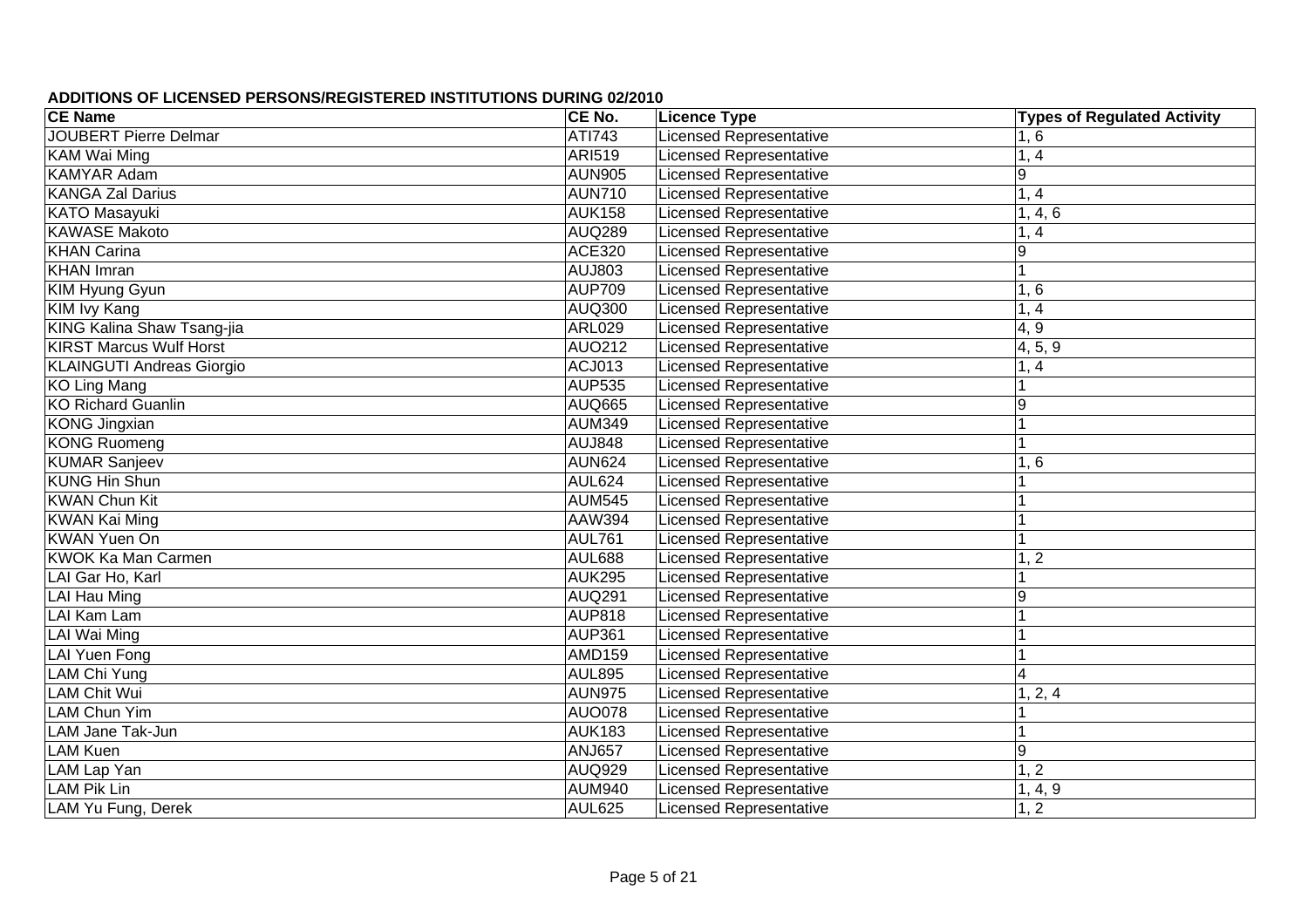## ADDITIONS OF LICENSED PERSONS/REGISTERED INSTITUTIONS DURING 02/2010

| CE Name | CE No. | Licence Type | Types of Regulated Activity |
|---|---|---|---|
| JOUBERT Pierre Delmar | ATI743 | Licensed Representative | 1, 6 |
| KAM Wai Ming | ARI519 | Licensed Representative | 1, 4 |
| KAMYAR Adam | AUN905 | Licensed Representative | 9 |
| KANGA Zal Darius | AUN710 | Licensed Representative | 1, 4 |
| KATO Masayuki | AUK158 | Licensed Representative | 1, 4, 6 |
| KAWASE Makoto | AUQ289 | Licensed Representative | 1, 4 |
| KHAN Carina | ACE320 | Licensed Representative | 9 |
| KHAN Imran | AUJ803 | Licensed Representative | 1 |
| KIM Hyung Gyun | AUP709 | Licensed Representative | 1, 6 |
| KIM Ivy Kang | AUQ300 | Licensed Representative | 1, 4 |
| KING Kalina Shaw Tsang-jia | ARL029 | Licensed Representative | 4, 9 |
| KIRST Marcus Wulf Horst | AUO212 | Licensed Representative | 4, 5, 9 |
| KLAINGUTI Andreas Giorgio | ACJ013 | Licensed Representative | 1, 4 |
| KO Ling Mang | AUP535 | Licensed Representative | 1 |
| KO Richard Guanlin | AUQ665 | Licensed Representative | 9 |
| KONG Jingxian | AUM349 | Licensed Representative | 1 |
| KONG Ruomeng | AUJ848 | Licensed Representative | 1 |
| KUMAR Sanjeev | AUN624 | Licensed Representative | 1, 6 |
| KUNG Hin Shun | AUL624 | Licensed Representative | 1 |
| KWAN Chun Kit | AUM545 | Licensed Representative | 1 |
| KWAN Kai Ming | AAW394 | Licensed Representative | 1 |
| KWAN Yuen On | AUL761 | Licensed Representative | 1 |
| KWOK Ka Man Carmen | AUL688 | Licensed Representative | 1, 2 |
| LAI Gar Ho, Karl | AUK295 | Licensed Representative | 1 |
| LAI Hau Ming | AUQ291 | Licensed Representative | 9 |
| LAI Kam Lam | AUP818 | Licensed Representative | 1 |
| LAI Wai Ming | AUP361 | Licensed Representative | 1 |
| LAI Yuen Fong | AMD159 | Licensed Representative | 1 |
| LAM Chi Yung | AUL895 | Licensed Representative | 4 |
| LAM Chit Wui | AUN975 | Licensed Representative | 1, 2, 4 |
| LAM Chun Yim | AUO078 | Licensed Representative | 1 |
| LAM Jane Tak-Jun | AUK183 | Licensed Representative | 1 |
| LAM Kuen | ANJ657 | Licensed Representative | 9 |
| LAM Lap Yan | AUQ929 | Licensed Representative | 1, 2 |
| LAM Pik Lin | AUM940 | Licensed Representative | 1, 4, 9 |
| LAM Yu Fung, Derek | AUL625 | Licensed Representative | 1, 2 |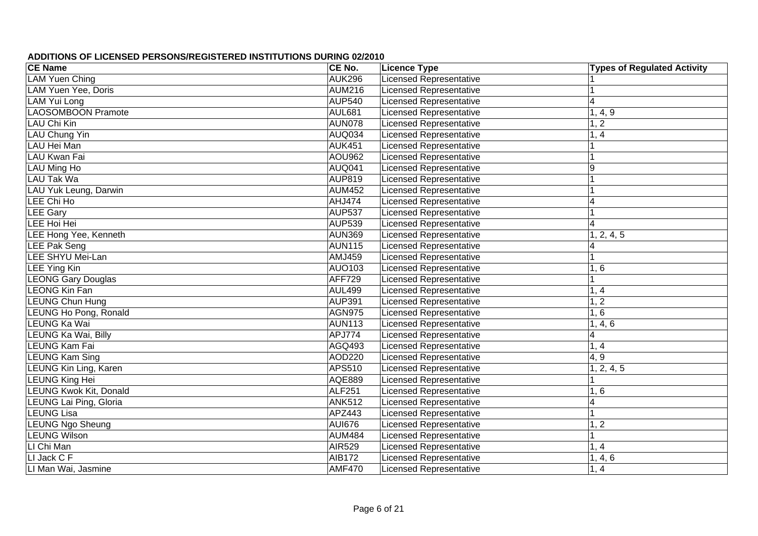**ADDITIONS OF LICENSED PERSONS/REGISTERED INSTITUTIONS DURING 02/2010**

| CE Name | CE No. | Licence Type | Types of Regulated Activity |
|---|---|---|---|
| LAM Yuen Ching | AUK296 | Licensed Representative | 1 |
| LAM Yuen Yee, Doris | AUM216 | Licensed Representative | 1 |
| LAM Yui Long | AUP540 | Licensed Representative | 4 |
| LAOSOMBOON Pramote | AUL681 | Licensed Representative | 1, 4, 9 |
| LAU Chi Kin | AUN078 | Licensed Representative | 1, 2 |
| LAU Chung Yin | AUQ034 | Licensed Representative | 1, 4 |
| LAU Hei Man | AUK451 | Licensed Representative | 1 |
| LAU Kwan Fai | AOU962 | Licensed Representative | 1 |
| LAU Ming Ho | AUQ041 | Licensed Representative | 9 |
| LAU Tak Wa | AUP819 | Licensed Representative | 1 |
| LAU Yuk Leung, Darwin | AUM452 | Licensed Representative | 1 |
| LEE Chi Ho | AHJ474 | Licensed Representative | 4 |
| LEE Gary | AUP537 | Licensed Representative | 1 |
| LEE Hoi Hei | AUP539 | Licensed Representative | 4 |
| LEE Hong Yee, Kenneth | AUN369 | Licensed Representative | 1, 2, 4, 5 |
| LEE Pak Seng | AUN115 | Licensed Representative | 4 |
| LEE SHYU Mei-Lan | AMJ459 | Licensed Representative | 1 |
| LEE Ying Kin | AUO103 | Licensed Representative | 1, 6 |
| LEONG Gary Douglas | AFF729 | Licensed Representative | 1 |
| LEONG Kin Fan | AUL499 | Licensed Representative | 1, 4 |
| LEUNG Chun Hung | AUP391 | Licensed Representative | 1, 2 |
| LEUNG Ho Pong, Ronald | AGN975 | Licensed Representative | 1, 6 |
| LEUNG Ka Wai | AUN113 | Licensed Representative | 1, 4, 6 |
| LEUNG Ka Wai, Billy | APJ774 | Licensed Representative | 4 |
| LEUNG Kam Fai | AGQ493 | Licensed Representative | 1, 4 |
| LEUNG Kam Sing | AOD220 | Licensed Representative | 4, 9 |
| LEUNG Kin Ling, Karen | APS510 | Licensed Representative | 1, 2, 4, 5 |
| LEUNG King Hei | AQE889 | Licensed Representative | 1 |
| LEUNG Kwok Kit, Donald | ALF251 | Licensed Representative | 1, 6 |
| LEUNG Lai Ping, Gloria | ANK512 | Licensed Representative | 4 |
| LEUNG Lisa | APZ443 | Licensed Representative | 1 |
| LEUNG Ngo Sheung | AUI676 | Licensed Representative | 1, 2 |
| LEUNG Wilson | AUM484 | Licensed Representative | 1 |
| LI Chi Man | AIR529 | Licensed Representative | 1, 4 |
| LI Jack C F | AIB172 | Licensed Representative | 1, 4, 6 |
| LI Man Wai, Jasmine | AMF470 | Licensed Representative | 1, 4 |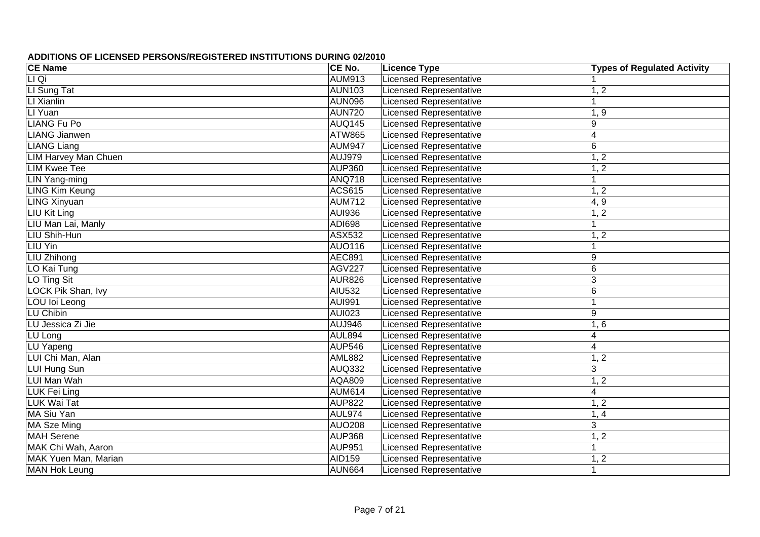**ADDITIONS OF LICENSED PERSONS/REGISTERED INSTITUTIONS DURING 02/2010**

| CE Name | CE No. | Licence Type | Types of Regulated Activity |
|---|---|---|---|
| LI Qi | AUM913 | Licensed Representative | 1 |
| LI Sung Tat | AUN103 | Licensed Representative | 1, 2 |
| LI Xianlin | AUN096 | Licensed Representative | 1 |
| LI Yuan | AUN720 | Licensed Representative | 1, 9 |
| LIANG Fu Po | AUQ145 | Licensed Representative | 9 |
| LIANG Jianwen | ATW865 | Licensed Representative | 4 |
| LIANG Liang | AUM947 | Licensed Representative | 6 |
| LIM Harvey Man Chuen | AUJ979 | Licensed Representative | 1, 2 |
| LIM Kwee Tee | AUP360 | Licensed Representative | 1, 2 |
| LIN Yang-ming | ANQ718 | Licensed Representative | 1 |
| LING Kim Keung | ACS615 | Licensed Representative | 1, 2 |
| LING Xinyuan | AUM712 | Licensed Representative | 4, 9 |
| LIU Kit Ling | AUI936 | Licensed Representative | 1, 2 |
| LIU Man Lai, Manly | ADI698 | Licensed Representative | 1 |
| LIU Shih-Hun | ASX532 | Licensed Representative | 1, 2 |
| LIU Yin | AUO116 | Licensed Representative | 1 |
| LIU Zhihong | AEC891 | Licensed Representative | 9 |
| LO Kai Tung | AGV227 | Licensed Representative | 6 |
| LO Ting Sit | AUR826 | Licensed Representative | 3 |
| LOCK Pik Shan, Ivy | AIU532 | Licensed Representative | 6 |
| LOU Ioi Leong | AUI991 | Licensed Representative | 1 |
| LU Chibin | AUI023 | Licensed Representative | 9 |
| LU Jessica Zi Jie | AUJ946 | Licensed Representative | 1, 6 |
| LU Long | AUL894 | Licensed Representative | 4 |
| LU Yapeng | AUP546 | Licensed Representative | 4 |
| LUI Chi Man, Alan | AML882 | Licensed Representative | 1, 2 |
| LUI Hung Sun | AUQ332 | Licensed Representative | 3 |
| LUI Man Wah | AQA809 | Licensed Representative | 1, 2 |
| LUK Fei Ling | AUM614 | Licensed Representative | 4 |
| LUK Wai Tat | AUP822 | Licensed Representative | 1, 2 |
| MA Siu Yan | AUL974 | Licensed Representative | 1, 4 |
| MA Sze Ming | AUO208 | Licensed Representative | 3 |
| MAH Serene | AUP368 | Licensed Representative | 1, 2 |
| MAK Chi Wah, Aaron | AUP951 | Licensed Representative | 1 |
| MAK Yuen Man, Marian | AID159 | Licensed Representative | 1, 2 |
| MAN Hok Leung | AUN664 | Licensed Representative | 1 |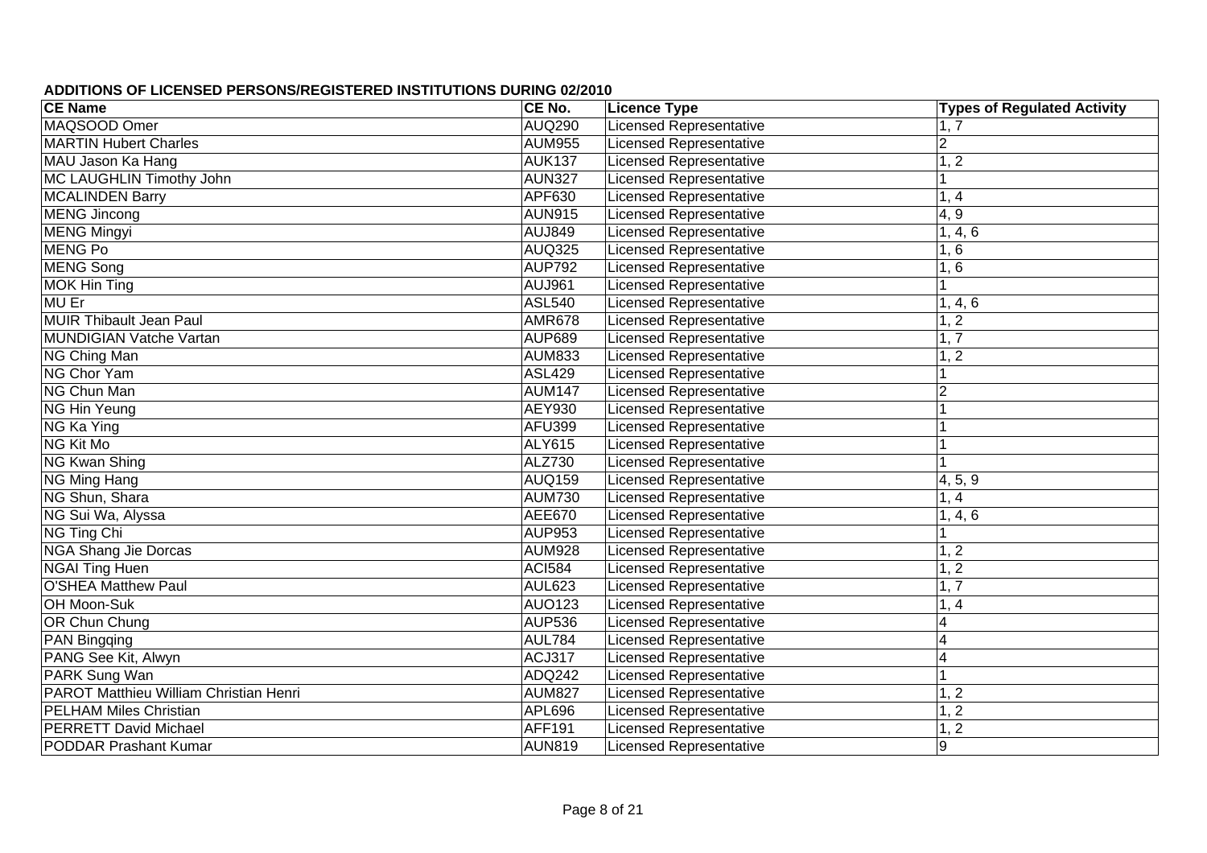**ADDITIONS OF LICENSED PERSONS/REGISTERED INSTITUTIONS DURING 02/2010**

| CE Name | CE No. | Licence Type | Types of Regulated Activity |
|---|---|---|---|
| MAQSOOD Omer | AUQ290 | Licensed Representative | 1, 7 |
| MARTIN Hubert Charles | AUM955 | Licensed Representative | 2 |
| MAU Jason Ka Hang | AUK137 | Licensed Representative | 1, 2 |
| MC LAUGHLIN Timothy John | AUN327 | Licensed Representative | 1 |
| MCALINDEN Barry | APF630 | Licensed Representative | 1, 4 |
| MENG Jincong | AUN915 | Licensed Representative | 4, 9 |
| MENG Mingyi | AUJ849 | Licensed Representative | 1, 4, 6 |
| MENG Po | AUQ325 | Licensed Representative | 1, 6 |
| MENG Song | AUP792 | Licensed Representative | 1, 6 |
| MOK Hin Ting | AUJ961 | Licensed Representative | 1 |
| MU Er | ASL540 | Licensed Representative | 1, 4, 6 |
| MUIR Thibault Jean Paul | AMR678 | Licensed Representative | 1, 2 |
| MUNDIGIAN Vatche Vartan | AUP689 | Licensed Representative | 1, 7 |
| NG Ching Man | AUM833 | Licensed Representative | 1, 2 |
| NG Chor Yam | ASL429 | Licensed Representative | 1 |
| NG Chun Man | AUM147 | Licensed Representative | 2 |
| NG Hin Yeung | AEY930 | Licensed Representative | 1 |
| NG Ka Ying | AFU399 | Licensed Representative | 1 |
| NG Kit Mo | ALY615 | Licensed Representative | 1 |
| NG Kwan Shing | ALZ730 | Licensed Representative | 1 |
| NG Ming Hang | AUQ159 | Licensed Representative | 4, 5, 9 |
| NG Shun, Shara | AUM730 | Licensed Representative | 1, 4 |
| NG Sui Wa, Alyssa | AEE670 | Licensed Representative | 1, 4, 6 |
| NG Ting Chi | AUP953 | Licensed Representative | 1 |
| NGA Shang Jie Dorcas | AUM928 | Licensed Representative | 1, 2 |
| NGAI Ting Huen | ACI584 | Licensed Representative | 1, 2 |
| O'SHEA Matthew Paul | AUL623 | Licensed Representative | 1, 7 |
| OH Moon-Suk | AUO123 | Licensed Representative | 1, 4 |
| OR Chun Chung | AUP536 | Licensed Representative | 4 |
| PAN Bingqing | AUL784 | Licensed Representative | 4 |
| PANG See Kit, Alwyn | ACJ317 | Licensed Representative | 4 |
| PARK Sung Wan | ADQ242 | Licensed Representative | 1 |
| PAROT Matthieu William Christian Henri | AUM827 | Licensed Representative | 1, 2 |
| PELHAM Miles Christian | APL696 | Licensed Representative | 1, 2 |
| PERRETT David Michael | AFF191 | Licensed Representative | 1, 2 |
| PODDAR Prashant Kumar | AUN819 | Licensed Representative | 9 |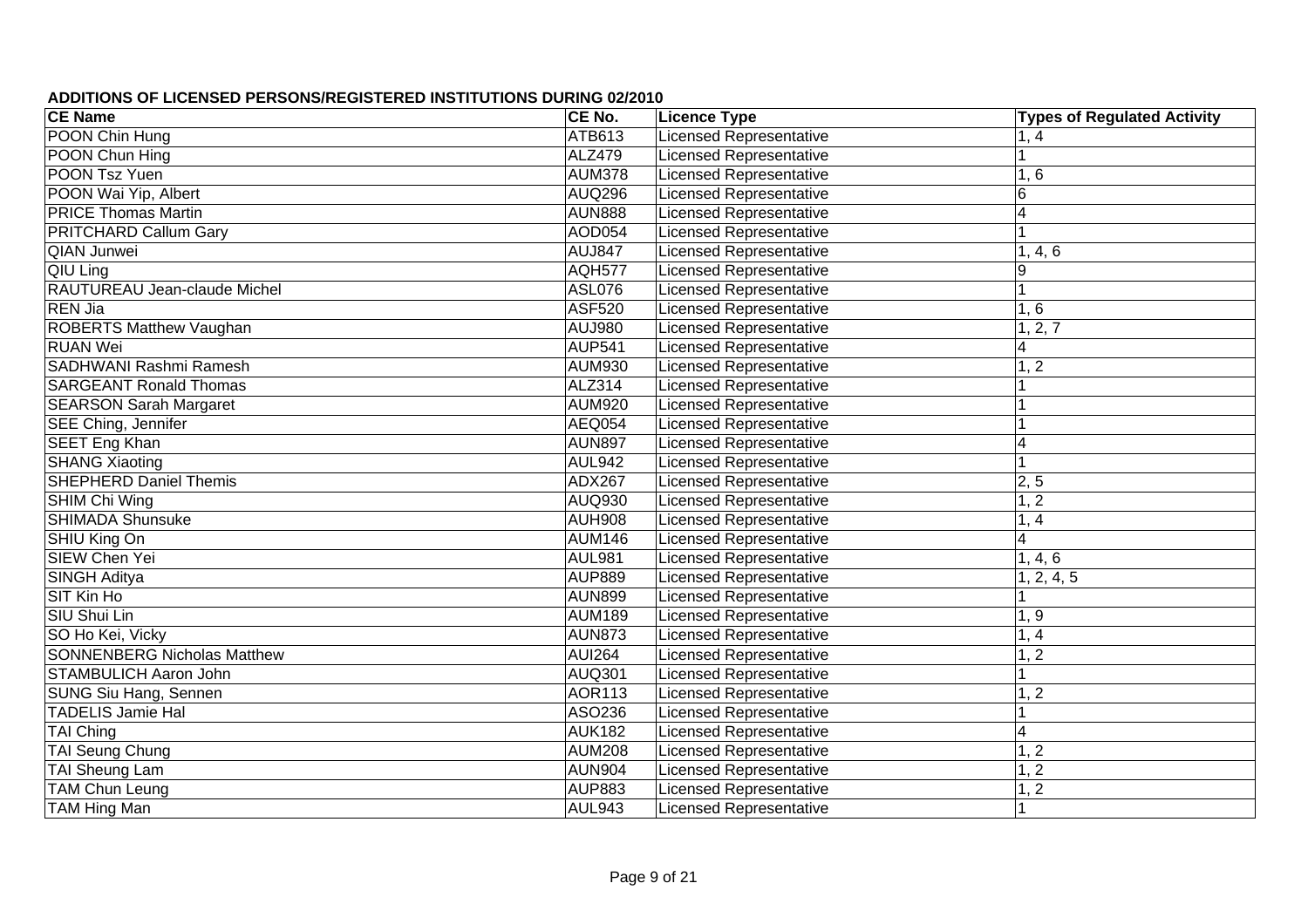**ADDITIONS OF LICENSED PERSONS/REGISTERED INSTITUTIONS DURING 02/2010**

| CE Name | CE No. | Licence Type | Types of Regulated Activity |
|---|---|---|---|
| POON Chin Hung | ATB613 | Licensed Representative | 1, 4 |
| POON Chun Hing | ALZ479 | Licensed Representative | 1 |
| POON Tsz Yuen | AUM378 | Licensed Representative | 1, 6 |
| POON Wai Yip, Albert | AUQ296 | Licensed Representative | 6 |
| PRICE Thomas Martin | AUN888 | Licensed Representative | 4 |
| PRITCHARD Callum Gary | AOD054 | Licensed Representative | 1 |
| QIAN Junwei | AUJ847 | Licensed Representative | 1, 4, 6 |
| QIU Ling | AQH577 | Licensed Representative | 9 |
| RAUTUREAU Jean-claude Michel | ASL076 | Licensed Representative | 1 |
| REN Jia | ASF520 | Licensed Representative | 1, 6 |
| ROBERTS Matthew Vaughan | AUJ980 | Licensed Representative | 1, 2, 7 |
| RUAN Wei | AUP541 | Licensed Representative | 4 |
| SADHWANI Rashmi Ramesh | AUM930 | Licensed Representative | 1, 2 |
| SARGEANT Ronald Thomas | ALZ314 | Licensed Representative | 1 |
| SEARSON Sarah Margaret | AUM920 | Licensed Representative | 1 |
| SEE Ching, Jennifer | AEQ054 | Licensed Representative | 1 |
| SEET Eng Khan | AUN897 | Licensed Representative | 4 |
| SHANG Xiaoting | AUL942 | Licensed Representative | 1 |
| SHEPHERD Daniel Themis | ADX267 | Licensed Representative | 2, 5 |
| SHIM Chi Wing | AUQ930 | Licensed Representative | 1, 2 |
| SHIMADA Shunsuke | AUH908 | Licensed Representative | 1, 4 |
| SHIU King On | AUM146 | Licensed Representative | 4 |
| SIEW Chen Yei | AUL981 | Licensed Representative | 1, 4, 6 |
| SINGH Aditya | AUP889 | Licensed Representative | 1, 2, 4, 5 |
| SIT Kin Ho | AUN899 | Licensed Representative | 1 |
| SIU Shui Lin | AUM189 | Licensed Representative | 1, 9 |
| SO Ho Kei, Vicky | AUN873 | Licensed Representative | 1, 4 |
| SONNENBERG Nicholas Matthew | AUI264 | Licensed Representative | 1, 2 |
| STAMBULICH Aaron John | AUQ301 | Licensed Representative | 1 |
| SUNG Siu Hang, Sennen | AOR113 | Licensed Representative | 1, 2 |
| TADELIS Jamie Hal | ASO236 | Licensed Representative | 1 |
| TAI Ching | AUK182 | Licensed Representative | 4 |
| TAI Seung Chung | AUM208 | Licensed Representative | 1, 2 |
| TAI Sheung Lam | AUN904 | Licensed Representative | 1, 2 |
| TAM Chun Leung | AUP883 | Licensed Representative | 1, 2 |
| TAM Hing Man | AUL943 | Licensed Representative | 1 |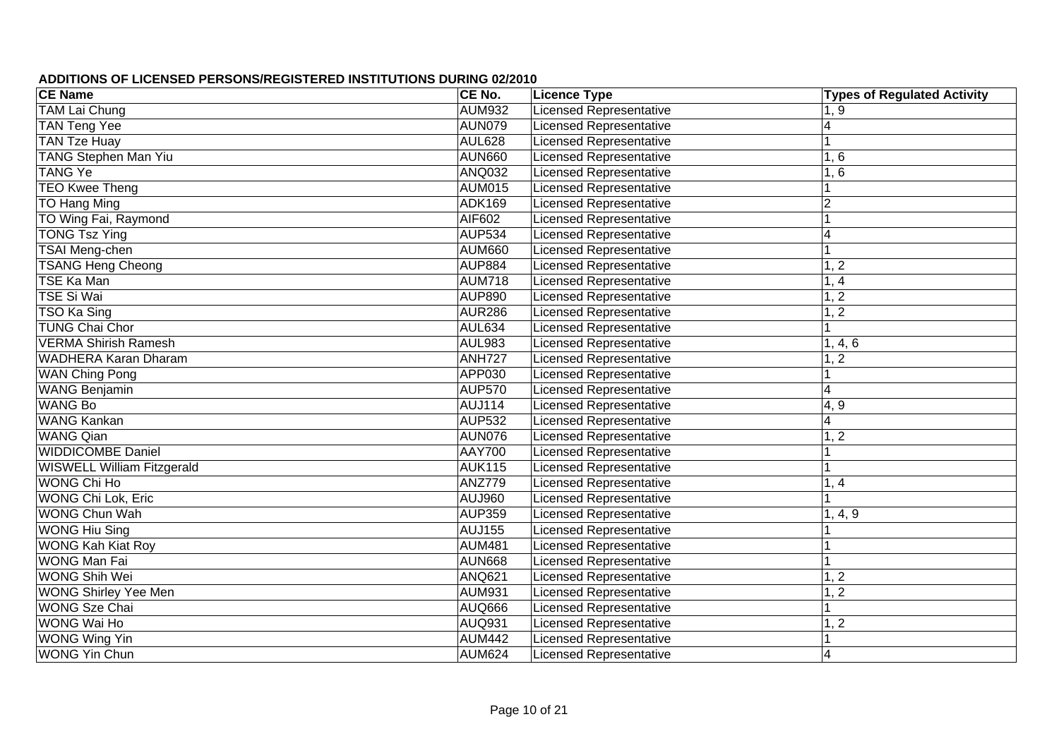**ADDITIONS OF LICENSED PERSONS/REGISTERED INSTITUTIONS DURING 02/2010**

| CE Name | CE No. | Licence Type | Types of Regulated Activity |
|---|---|---|---|
| TAM Lai Chung | AUM932 | Licensed Representative | 1, 9 |
| TAN Teng Yee | AUN079 | Licensed Representative | 4 |
| TAN Tze Huay | AUL628 | Licensed Representative | 1 |
| TANG Stephen Man Yiu | AUN660 | Licensed Representative | 1, 6 |
| TANG Ye | ANQ032 | Licensed Representative | 1, 6 |
| TEO Kwee Theng | AUM015 | Licensed Representative | 1 |
| TO Hang Ming | ADK169 | Licensed Representative | 2 |
| TO Wing Fai, Raymond | AIF602 | Licensed Representative | 1 |
| TONG Tsz Ying | AUP534 | Licensed Representative | 4 |
| TSAI Meng-chen | AUM660 | Licensed Representative | 1 |
| TSANG Heng Cheong | AUP884 | Licensed Representative | 1, 2 |
| TSE Ka Man | AUM718 | Licensed Representative | 1, 4 |
| TSE Si Wai | AUP890 | Licensed Representative | 1, 2 |
| TSO Ka Sing | AUR286 | Licensed Representative | 1, 2 |
| TUNG Chai Chor | AUL634 | Licensed Representative | 1 |
| VERMA Shirish Ramesh | AUL983 | Licensed Representative | 1, 4, 6 |
| WADHERA Karan Dharam | ANH727 | Licensed Representative | 1, 2 |
| WAN Ching Pong | APP030 | Licensed Representative | 1 |
| WANG Benjamin | AUP570 | Licensed Representative | 4 |
| WANG Bo | AUJ114 | Licensed Representative | 4, 9 |
| WANG Kankan | AUP532 | Licensed Representative | 4 |
| WANG Qian | AUN076 | Licensed Representative | 1, 2 |
| WIDDICOMBE Daniel | AAY700 | Licensed Representative | 1 |
| WISWELL William Fitzgerald | AUK115 | Licensed Representative | 1 |
| WONG Chi Ho | ANZ779 | Licensed Representative | 1, 4 |
| WONG Chi Lok, Eric | AUJ960 | Licensed Representative | 1 |
| WONG Chun Wah | AUP359 | Licensed Representative | 1, 4, 9 |
| WONG Hiu Sing | AUJ155 | Licensed Representative | 1 |
| WONG Kah Kiat Roy | AUM481 | Licensed Representative | 1 |
| WONG Man Fai | AUN668 | Licensed Representative | 1 |
| WONG Shih Wei | ANQ621 | Licensed Representative | 1, 2 |
| WONG Shirley Yee Men | AUM931 | Licensed Representative | 1, 2 |
| WONG Sze Chai | AUQ666 | Licensed Representative | 1 |
| WONG Wai Ho | AUQ931 | Licensed Representative | 1, 2 |
| WONG Wing Yin | AUM442 | Licensed Representative | 1 |
| WONG Yin Chun | AUM624 | Licensed Representative | 4 |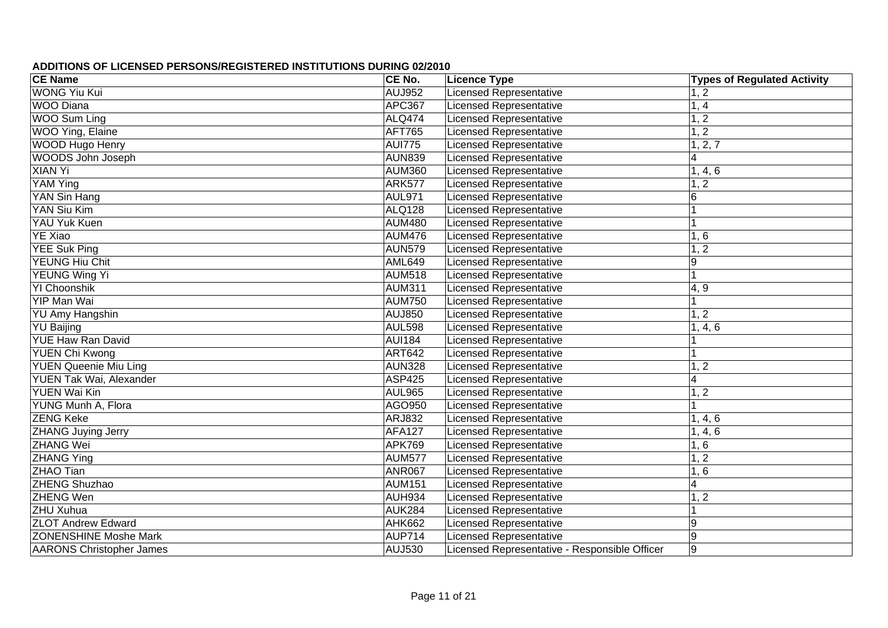**ADDITIONS OF LICENSED PERSONS/REGISTERED INSTITUTIONS DURING 02/2010**

| CE Name | CE No. | Licence Type | Types of Regulated Activity |
|---|---|---|---|
| WONG Yiu Kui | AUJ952 | Licensed Representative | 1, 2 |
| WOO Diana | APC367 | Licensed Representative | 1, 4 |
| WOO Sum Ling | ALQ474 | Licensed Representative | 1, 2 |
| WOO Ying, Elaine | AFT765 | Licensed Representative | 1, 2 |
| WOOD Hugo Henry | AUI775 | Licensed Representative | 1, 2, 7 |
| WOODS John Joseph | AUN839 | Licensed Representative | 4 |
| XIAN Yi | AUM360 | Licensed Representative | 1, 4, 6 |
| YAM Ying | ARK577 | Licensed Representative | 1, 2 |
| YAN Sin Hang | AUL971 | Licensed Representative | 6 |
| YAN Siu Kim | ALQ128 | Licensed Representative | 1 |
| YAU Yuk Kuen | AUM480 | Licensed Representative | 1 |
| YE Xiao | AUM476 | Licensed Representative | 1, 6 |
| YEE Suk Ping | AUN579 | Licensed Representative | 1, 2 |
| YEUNG Hiu Chit | AML649 | Licensed Representative | 9 |
| YEUNG Wing Yi | AUM518 | Licensed Representative | 1 |
| YI Choonshik | AUM311 | Licensed Representative | 4, 9 |
| YIP Man Wai | AUM750 | Licensed Representative | 1 |
| YU Amy Hangshin | AUJ850 | Licensed Representative | 1, 2 |
| YU Baijing | AUL598 | Licensed Representative | 1, 4, 6 |
| YUE Haw Ran David | AUI184 | Licensed Representative | 1 |
| YUEN Chi Kwong | ART642 | Licensed Representative | 1 |
| YUEN Queenie Miu Ling | AUN328 | Licensed Representative | 1, 2 |
| YUEN Tak Wai, Alexander | ASP425 | Licensed Representative | 4 |
| YUEN Wai Kin | AUL965 | Licensed Representative | 1, 2 |
| YUNG Munh A, Flora | AGO950 | Licensed Representative | 1 |
| ZENG Keke | ARJ832 | Licensed Representative | 1, 4, 6 |
| ZHANG Juying Jerry | AFA127 | Licensed Representative | 1, 4, 6 |
| ZHANG Wei | APK769 | Licensed Representative | 1, 6 |
| ZHANG Ying | AUM577 | Licensed Representative | 1, 2 |
| ZHAO Tian | ANR067 | Licensed Representative | 1, 6 |
| ZHENG Shuzhao | AUM151 | Licensed Representative | 4 |
| ZHENG Wen | AUH934 | Licensed Representative | 1, 2 |
| ZHU Xuhua | AUK284 | Licensed Representative | 1 |
| ZLOT Andrew Edward | AHK662 | Licensed Representative | 9 |
| ZONENSHINE Moshe Mark | AUP714 | Licensed Representative | 9 |
| AARONS Christopher James | AUJ530 | Licensed Representative - Responsible Officer | 9 |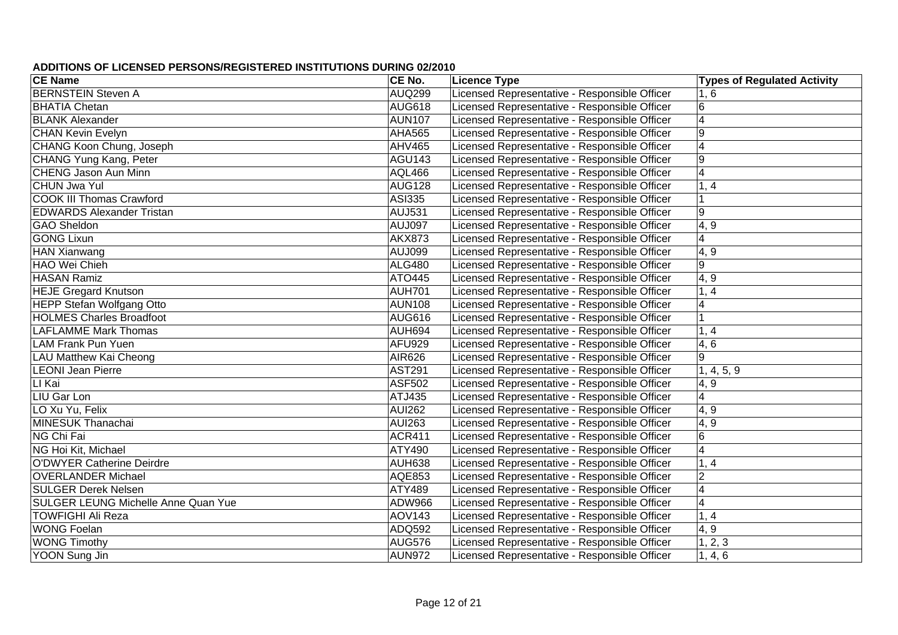**ADDITIONS OF LICENSED PERSONS/REGISTERED INSTITUTIONS DURING 02/2010**

| CE Name | CE No. | Licence Type | Types of Regulated Activity |
|---|---|---|---|
| BERNSTEIN Steven A | AUQ299 | Licensed Representative - Responsible Officer | 1, 6 |
| BHATIA Chetan | AUG618 | Licensed Representative - Responsible Officer | 6 |
| BLANK Alexander | AUN107 | Licensed Representative - Responsible Officer | 4 |
| CHAN Kevin Evelyn | AHA565 | Licensed Representative - Responsible Officer | 9 |
| CHANG Koon Chung, Joseph | AHV465 | Licensed Representative - Responsible Officer | 4 |
| CHANG Yung Kang, Peter | AGU143 | Licensed Representative - Responsible Officer | 9 |
| CHENG Jason Aun Minn | AQL466 | Licensed Representative - Responsible Officer | 4 |
| CHUN Jwa Yul | AUG128 | Licensed Representative - Responsible Officer | 1, 4 |
| COOK III Thomas Crawford | ASI335 | Licensed Representative - Responsible Officer | 1 |
| EDWARDS Alexander Tristan | AUJ531 | Licensed Representative - Responsible Officer | 9 |
| GAO Sheldon | AUJ097 | Licensed Representative - Responsible Officer | 4, 9 |
| GONG Lixun | AKX873 | Licensed Representative - Responsible Officer | 4 |
| HAN Xianwang | AUJ099 | Licensed Representative - Responsible Officer | 4, 9 |
| HAO Wei Chieh | ALG480 | Licensed Representative - Responsible Officer | 9 |
| HASAN Ramiz | ATO445 | Licensed Representative - Responsible Officer | 4, 9 |
| HEJE Gregard Knutson | AUH701 | Licensed Representative - Responsible Officer | 1, 4 |
| HEPP Stefan Wolfgang Otto | AUN108 | Licensed Representative - Responsible Officer | 4 |
| HOLMES Charles Broadfoot | AUG616 | Licensed Representative - Responsible Officer | 1 |
| LAFLAMME Mark Thomas | AUH694 | Licensed Representative - Responsible Officer | 1, 4 |
| LAM Frank Pun Yuen | AFU929 | Licensed Representative - Responsible Officer | 4, 6 |
| LAU Matthew Kai Cheong | AIR626 | Licensed Representative - Responsible Officer | 9 |
| LEONI Jean Pierre | AST291 | Licensed Representative - Responsible Officer | 1, 4, 5, 9 |
| LI Kai | ASF502 | Licensed Representative - Responsible Officer | 4, 9 |
| LIU Gar Lon | ATJ435 | Licensed Representative - Responsible Officer | 4 |
| LO Xu Yu, Felix | AUI262 | Licensed Representative - Responsible Officer | 4, 9 |
| MINESUK Thanachai | AUI263 | Licensed Representative - Responsible Officer | 4, 9 |
| NG Chi Fai | ACR411 | Licensed Representative - Responsible Officer | 6 |
| NG Hoi Kit, Michael | ATY490 | Licensed Representative - Responsible Officer | 4 |
| O'DWYER Catherine Deirdre | AUH638 | Licensed Representative - Responsible Officer | 1, 4 |
| OVERLANDER Michael | AQE853 | Licensed Representative - Responsible Officer | 2 |
| SULGER Derek Nelsen | ATY489 | Licensed Representative - Responsible Officer | 4 |
| SULGER LEUNG Michelle Anne Quan Yue | ADW966 | Licensed Representative - Responsible Officer | 4 |
| TOWFIGHI Ali Reza | AOV143 | Licensed Representative - Responsible Officer | 1, 4 |
| WONG Foelan | ADQ592 | Licensed Representative - Responsible Officer | 4, 9 |
| WONG Timothy | AUG576 | Licensed Representative - Responsible Officer | 1, 2, 3 |
| YOON Sung Jin | AUN972 | Licensed Representative - Responsible Officer | 1, 4, 6 |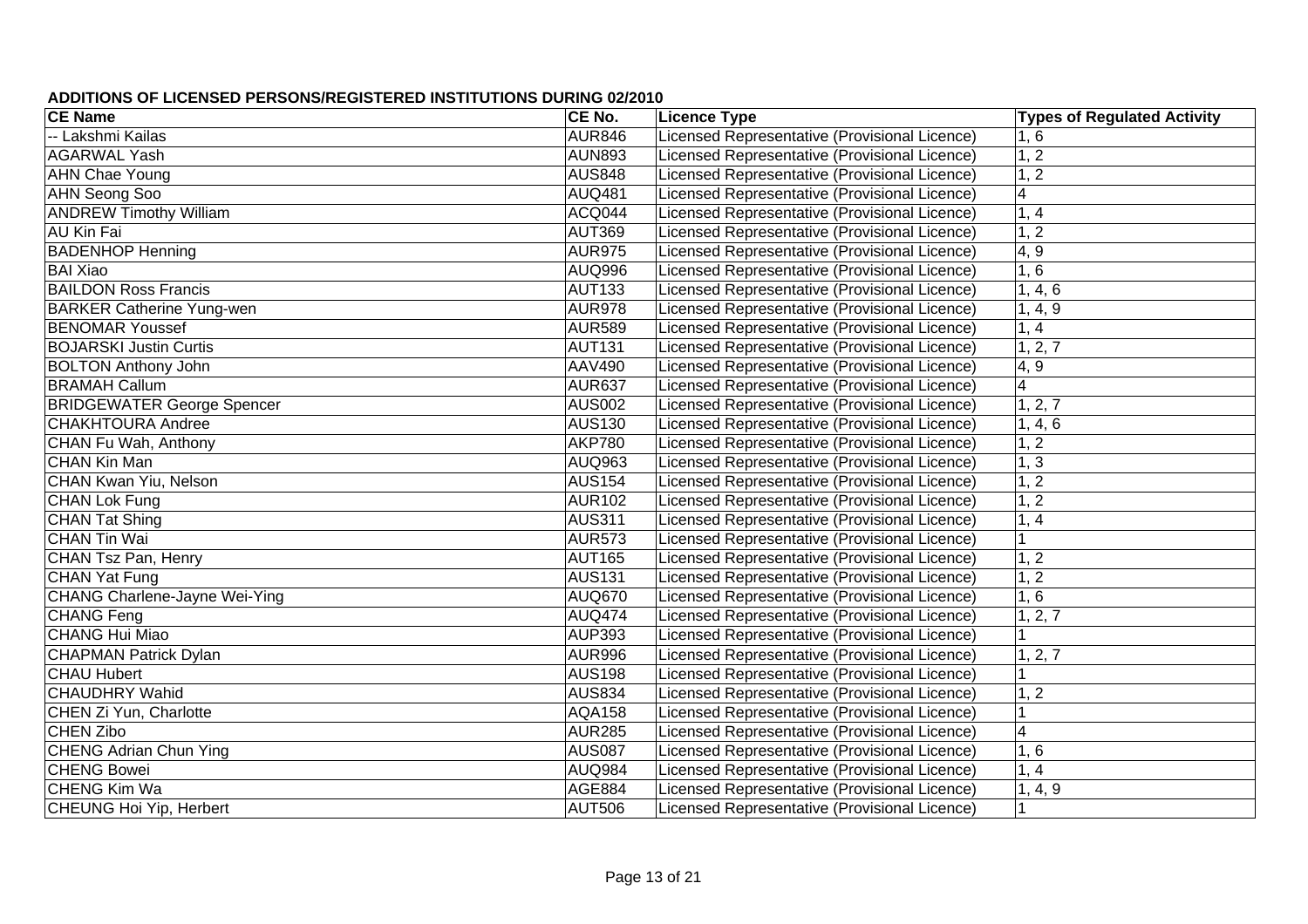**ADDITIONS OF LICENSED PERSONS/REGISTERED INSTITUTIONS DURING 02/2010**

| CE Name | CE No. | Licence Type | Types of Regulated Activity |
|---|---|---|---|
| -- Lakshmi Kailas | AUR846 | Licensed Representative (Provisional Licence) | 1, 6 |
| AGARWAL Yash | AUN893 | Licensed Representative (Provisional Licence) | 1, 2 |
| AHN Chae Young | AUS848 | Licensed Representative (Provisional Licence) | 1, 2 |
| AHN Seong Soo | AUQ481 | Licensed Representative (Provisional Licence) | 4 |
| ANDREW Timothy William | ACQ044 | Licensed Representative (Provisional Licence) | 1, 4 |
| AU Kin Fai | AUT369 | Licensed Representative (Provisional Licence) | 1, 2 |
| BADENHOP Henning | AUR975 | Licensed Representative (Provisional Licence) | 4, 9 |
| BAI Xiao | AUQ996 | Licensed Representative (Provisional Licence) | 1, 6 |
| BAILDON Ross Francis | AUT133 | Licensed Representative (Provisional Licence) | 1, 4, 6 |
| BARKER Catherine Yung-wen | AUR978 | Licensed Representative (Provisional Licence) | 1, 4, 9 |
| BENOMAR Youssef | AUR589 | Licensed Representative (Provisional Licence) | 1, 4 |
| BOJARSKI Justin Curtis | AUT131 | Licensed Representative (Provisional Licence) | 1, 2, 7 |
| BOLTON Anthony John | AAV490 | Licensed Representative (Provisional Licence) | 4, 9 |
| BRAMAH Callum | AUR637 | Licensed Representative (Provisional Licence) | 4 |
| BRIDGEWATER George Spencer | AUS002 | Licensed Representative (Provisional Licence) | 1, 2, 7 |
| CHAKHTOURA Andree | AUS130 | Licensed Representative (Provisional Licence) | 1, 4, 6 |
| CHAN Fu Wah, Anthony | AKP780 | Licensed Representative (Provisional Licence) | 1, 2 |
| CHAN Kin Man | AUQ963 | Licensed Representative (Provisional Licence) | 1, 3 |
| CHAN Kwan Yiu, Nelson | AUS154 | Licensed Representative (Provisional Licence) | 1, 2 |
| CHAN Lok Fung | AUR102 | Licensed Representative (Provisional Licence) | 1, 2 |
| CHAN Tat Shing | AUS311 | Licensed Representative (Provisional Licence) | 1, 4 |
| CHAN Tin Wai | AUR573 | Licensed Representative (Provisional Licence) | 1 |
| CHAN Tsz Pan, Henry | AUT165 | Licensed Representative (Provisional Licence) | 1, 2 |
| CHAN Yat Fung | AUS131 | Licensed Representative (Provisional Licence) | 1, 2 |
| CHANG Charlene-Jayne Wei-Ying | AUQ670 | Licensed Representative (Provisional Licence) | 1, 6 |
| CHANG Feng | AUQ474 | Licensed Representative (Provisional Licence) | 1, 2, 7 |
| CHANG Hui Miao | AUP393 | Licensed Representative (Provisional Licence) | 1 |
| CHAPMAN Patrick Dylan | AUR996 | Licensed Representative (Provisional Licence) | 1, 2, 7 |
| CHAU Hubert | AUS198 | Licensed Representative (Provisional Licence) | 1 |
| CHAUDHRY Wahid | AUS834 | Licensed Representative (Provisional Licence) | 1, 2 |
| CHEN Zi Yun, Charlotte | AQA158 | Licensed Representative (Provisional Licence) | 1 |
| CHEN Zibo | AUR285 | Licensed Representative (Provisional Licence) | 4 |
| CHENG Adrian Chun Ying | AUS087 | Licensed Representative (Provisional Licence) | 1, 6 |
| CHENG Bowei | AUQ984 | Licensed Representative (Provisional Licence) | 1, 4 |
| CHENG Kim Wa | AGE884 | Licensed Representative (Provisional Licence) | 1, 4, 9 |
| CHEUNG Hoi Yip, Herbert | AUT506 | Licensed Representative (Provisional Licence) | 1 |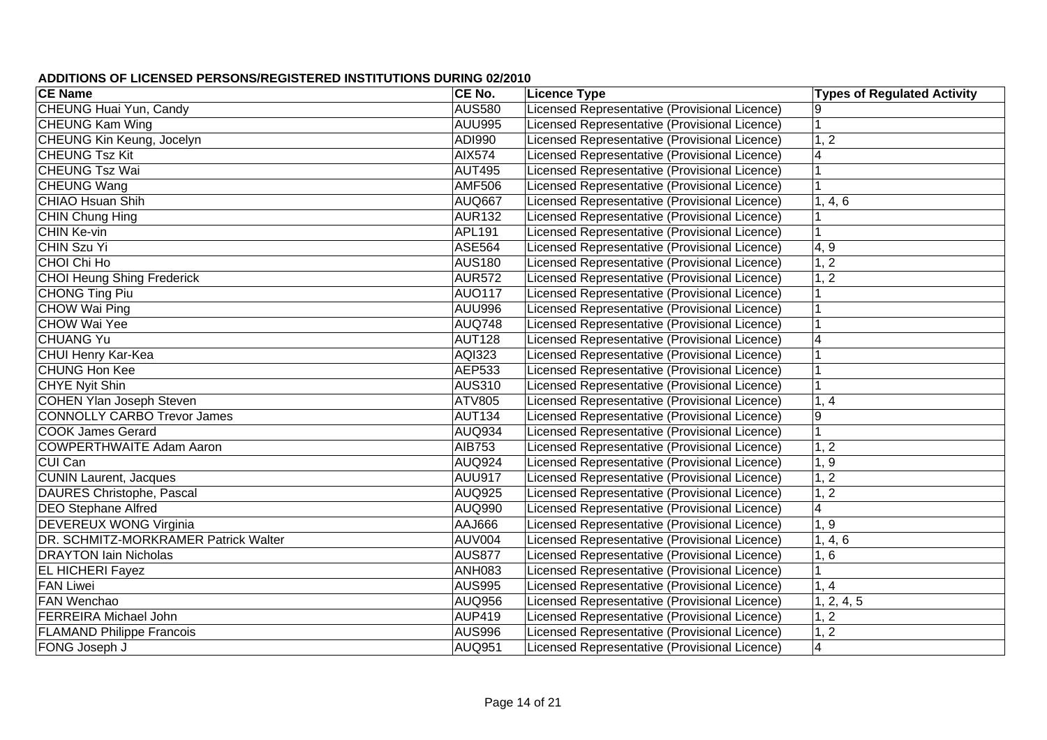**ADDITIONS OF LICENSED PERSONS/REGISTERED INSTITUTIONS DURING 02/2010**

| CE Name | CE No. | Licence Type | Types of Regulated Activity |
|---|---|---|---|
| CHEUNG Huai Yun, Candy | AUS580 | Licensed Representative (Provisional Licence) | 9 |
| CHEUNG Kam Wing | AUU995 | Licensed Representative (Provisional Licence) | 1 |
| CHEUNG Kin Keung, Jocelyn | ADI990 | Licensed Representative (Provisional Licence) | 1, 2 |
| CHEUNG Tsz Kit | AIX574 | Licensed Representative (Provisional Licence) | 4 |
| CHEUNG Tsz Wai | AUT495 | Licensed Representative (Provisional Licence) | 1 |
| CHEUNG Wang | AMF506 | Licensed Representative (Provisional Licence) | 1 |
| CHIAO Hsuan Shih | AUQ667 | Licensed Representative (Provisional Licence) | 1, 4, 6 |
| CHIN Chung Hing | AUR132 | Licensed Representative (Provisional Licence) | 1 |
| CHIN Ke-vin | APL191 | Licensed Representative (Provisional Licence) | 1 |
| CHIN Szu Yi | ASE564 | Licensed Representative (Provisional Licence) | 4, 9 |
| CHOI Chi Ho | AUS180 | Licensed Representative (Provisional Licence) | 1, 2 |
| CHOI Heung Shing Frederick | AUR572 | Licensed Representative (Provisional Licence) | 1, 2 |
| CHONG Ting Piu | AUO117 | Licensed Representative (Provisional Licence) | 1 |
| CHOW Wai Ping | AUU996 | Licensed Representative (Provisional Licence) | 1 |
| CHOW Wai Yee | AUQ748 | Licensed Representative (Provisional Licence) | 1 |
| CHUANG Yu | AUT128 | Licensed Representative (Provisional Licence) | 4 |
| CHUI Henry Kar-Kea | AQI323 | Licensed Representative (Provisional Licence) | 1 |
| CHUNG Hon Kee | AEP533 | Licensed Representative (Provisional Licence) | 1 |
| CHYE Nyit Shin | AUS310 | Licensed Representative (Provisional Licence) | 1 |
| COHEN Ylan Joseph Steven | ATV805 | Licensed Representative (Provisional Licence) | 1, 4 |
| CONNOLLY CARBO Trevor James | AUT134 | Licensed Representative (Provisional Licence) | 9 |
| COOK James Gerard | AUQ934 | Licensed Representative (Provisional Licence) | 1 |
| COWPERTHWAITE Adam Aaron | AIB753 | Licensed Representative (Provisional Licence) | 1, 2 |
| CUI Can | AUQ924 | Licensed Representative (Provisional Licence) | 1, 9 |
| CUNIN Laurent, Jacques | AUU917 | Licensed Representative (Provisional Licence) | 1, 2 |
| DAURES Christophe, Pascal | AUQ925 | Licensed Representative (Provisional Licence) | 1, 2 |
| DEO Stephane Alfred | AUQ990 | Licensed Representative (Provisional Licence) | 4 |
| DEVEREUX WONG Virginia | AAJ666 | Licensed Representative (Provisional Licence) | 1, 9 |
| DR. SCHMITZ-MORKRAMER Patrick Walter | AUV004 | Licensed Representative (Provisional Licence) | 1, 4, 6 |
| DRAYTON Iain Nicholas | AUS877 | Licensed Representative (Provisional Licence) | 1, 6 |
| EL HICHERI Fayez | ANH083 | Licensed Representative (Provisional Licence) | 1 |
| FAN Liwei | AUS995 | Licensed Representative (Provisional Licence) | 1, 4 |
| FAN Wenchao | AUQ956 | Licensed Representative (Provisional Licence) | 1, 2, 4, 5 |
| FERREIRA Michael John | AUP419 | Licensed Representative (Provisional Licence) | 1, 2 |
| FLAMAND Philippe Francois | AUS996 | Licensed Representative (Provisional Licence) | 1, 2 |
| FONG Joseph J | AUQ951 | Licensed Representative (Provisional Licence) | 4 |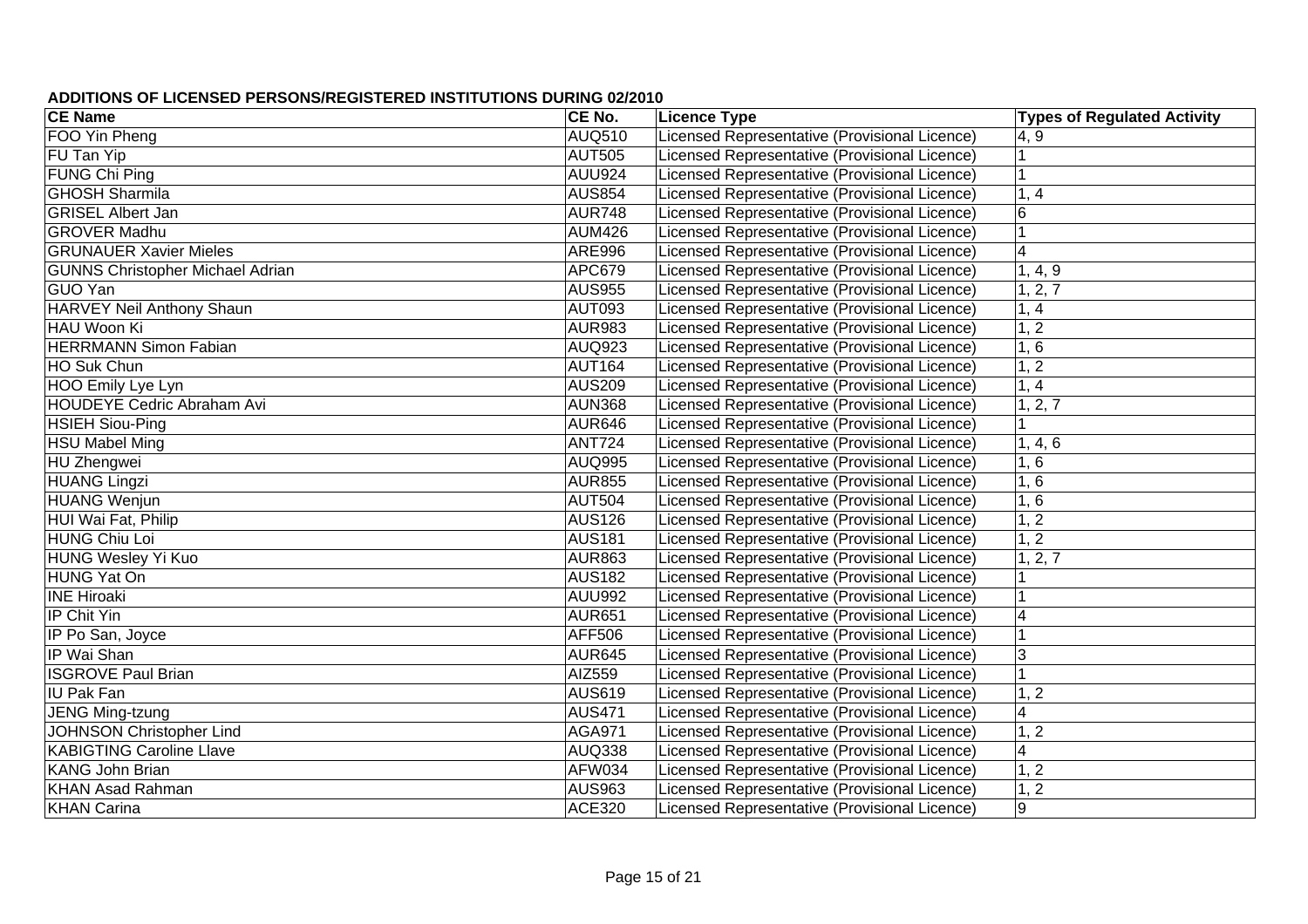**ADDITIONS OF LICENSED PERSONS/REGISTERED INSTITUTIONS DURING 02/2010**

| CE Name | CE No. | Licence Type | Types of Regulated Activity |
|---|---|---|---|
| FOO Yin Pheng | AUQ510 | Licensed Representative (Provisional Licence) | 4, 9 |
| FU Tan Yip | AUT505 | Licensed Representative (Provisional Licence) | 1 |
| FUNG Chi Ping | AUU924 | Licensed Representative (Provisional Licence) | 1 |
| GHOSH Sharmila | AUS854 | Licensed Representative (Provisional Licence) | 1, 4 |
| GRISEL Albert Jan | AUR748 | Licensed Representative (Provisional Licence) | 6 |
| GROVER Madhu | AUM426 | Licensed Representative (Provisional Licence) | 1 |
| GRUNAUER Xavier Mieles | ARE996 | Licensed Representative (Provisional Licence) | 4 |
| GUNNS Christopher Michael Adrian | APC679 | Licensed Representative (Provisional Licence) | 1, 4, 9 |
| GUO Yan | AUS955 | Licensed Representative (Provisional Licence) | 1, 2, 7 |
| HARVEY Neil Anthony Shaun | AUT093 | Licensed Representative (Provisional Licence) | 1, 4 |
| HAU Woon Ki | AUR983 | Licensed Representative (Provisional Licence) | 1, 2 |
| HERRMANN Simon Fabian | AUQ923 | Licensed Representative (Provisional Licence) | 1, 6 |
| HO Suk Chun | AUT164 | Licensed Representative (Provisional Licence) | 1, 2 |
| HOO Emily Lye Lyn | AUS209 | Licensed Representative (Provisional Licence) | 1, 4 |
| HOUDEYE Cedric Abraham Avi | AUN368 | Licensed Representative (Provisional Licence) | 1, 2, 7 |
| HSIEH Siou-Ping | AUR646 | Licensed Representative (Provisional Licence) | 1 |
| HSU Mabel Ming | ANT724 | Licensed Representative (Provisional Licence) | 1, 4, 6 |
| HU Zhengwei | AUQ995 | Licensed Representative (Provisional Licence) | 1, 6 |
| HUANG Lingzi | AUR855 | Licensed Representative (Provisional Licence) | 1, 6 |
| HUANG Wenjun | AUT504 | Licensed Representative (Provisional Licence) | 1, 6 |
| HUI Wai Fat, Philip | AUS126 | Licensed Representative (Provisional Licence) | 1, 2 |
| HUNG Chiu Loi | AUS181 | Licensed Representative (Provisional Licence) | 1, 2 |
| HUNG Wesley Yi Kuo | AUR863 | Licensed Representative (Provisional Licence) | 1, 2, 7 |
| HUNG Yat On | AUS182 | Licensed Representative (Provisional Licence) | 1 |
| INE Hiroaki | AUU992 | Licensed Representative (Provisional Licence) | 1 |
| IP Chit Yin | AUR651 | Licensed Representative (Provisional Licence) | 4 |
| IP Po San, Joyce | AFF506 | Licensed Representative (Provisional Licence) | 1 |
| IP Wai Shan | AUR645 | Licensed Representative (Provisional Licence) | 3 |
| ISGROVE Paul Brian | AIZ559 | Licensed Representative (Provisional Licence) | 1 |
| IU Pak Fan | AUS619 | Licensed Representative (Provisional Licence) | 1, 2 |
| JENG Ming-tzung | AUS471 | Licensed Representative (Provisional Licence) | 4 |
| JOHNSON Christopher Lind | AGA971 | Licensed Representative (Provisional Licence) | 1, 2 |
| KABIGTING Caroline Llave | AUQ338 | Licensed Representative (Provisional Licence) | 4 |
| KANG John Brian | AFW034 | Licensed Representative (Provisional Licence) | 1, 2 |
| KHAN Asad Rahman | AUS963 | Licensed Representative (Provisional Licence) | 1, 2 |
| KHAN Carina | ACE320 | Licensed Representative (Provisional Licence) | 9 |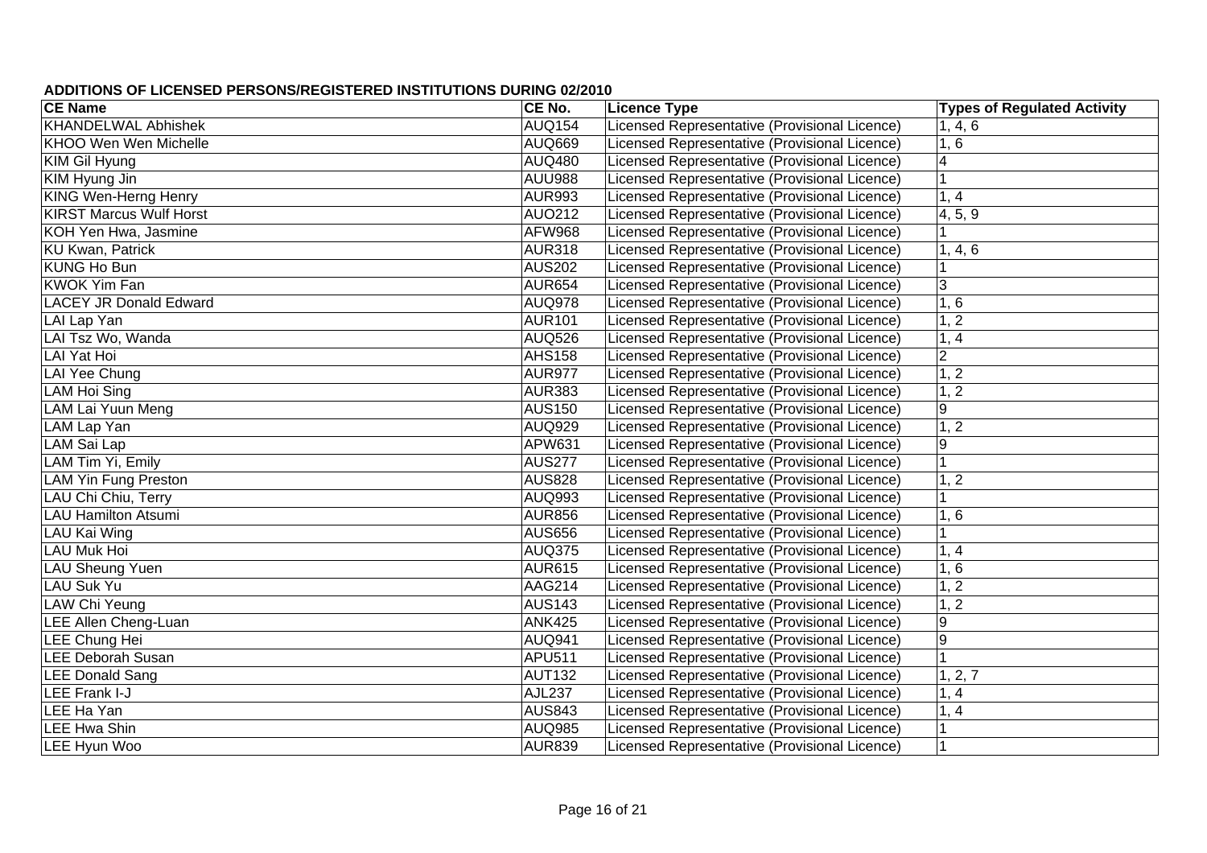**ADDITIONS OF LICENSED PERSONS/REGISTERED INSTITUTIONS DURING 02/2010**

| CE Name | CE No. | Licence Type | Types of Regulated Activity |
|---|---|---|---|
| KHANDELWAL Abhishek | AUQ154 | Licensed Representative (Provisional Licence) | 1, 4, 6 |
| KHOO Wen Wen Michelle | AUQ669 | Licensed Representative (Provisional Licence) | 1, 6 |
| KIM Gil Hyung | AUQ480 | Licensed Representative (Provisional Licence) | 4 |
| KIM Hyung Jin | AUU988 | Licensed Representative (Provisional Licence) | 1 |
| KING Wen-Herng Henry | AUR993 | Licensed Representative (Provisional Licence) | 1, 4 |
| KIRST Marcus Wulf Horst | AUO212 | Licensed Representative (Provisional Licence) | 4, 5, 9 |
| KOH Yen Hwa, Jasmine | AFW968 | Licensed Representative (Provisional Licence) | 1 |
| KU Kwan, Patrick | AUR318 | Licensed Representative (Provisional Licence) | 1, 4, 6 |
| KUNG Ho Bun | AUS202 | Licensed Representative (Provisional Licence) | 1 |
| KWOK Yim Fan | AUR654 | Licensed Representative (Provisional Licence) | 3 |
| LACEY JR Donald Edward | AUQ978 | Licensed Representative (Provisional Licence) | 1, 6 |
| LAI Lap Yan | AUR101 | Licensed Representative (Provisional Licence) | 1, 2 |
| LAI Tsz Wo, Wanda | AUQ526 | Licensed Representative (Provisional Licence) | 1, 4 |
| LAI Yat Hoi | AHS158 | Licensed Representative (Provisional Licence) | 2 |
| LAI Yee Chung | AUR977 | Licensed Representative (Provisional Licence) | 1, 2 |
| LAM Hoi Sing | AUR383 | Licensed Representative (Provisional Licence) | 1, 2 |
| LAM Lai Yuun Meng | AUS150 | Licensed Representative (Provisional Licence) | 9 |
| LAM Lap Yan | AUQ929 | Licensed Representative (Provisional Licence) | 1, 2 |
| LAM Sai Lap | APW631 | Licensed Representative (Provisional Licence) | 9 |
| LAM Tim Yi, Emily | AUS277 | Licensed Representative (Provisional Licence) | 1 |
| LAM Yin Fung Preston | AUS828 | Licensed Representative (Provisional Licence) | 1, 2 |
| LAU Chi Chiu, Terry | AUQ993 | Licensed Representative (Provisional Licence) | 1 |
| LAU Hamilton Atsumi | AUR856 | Licensed Representative (Provisional Licence) | 1, 6 |
| LAU Kai Wing | AUS656 | Licensed Representative (Provisional Licence) | 1 |
| LAU Muk Hoi | AUQ375 | Licensed Representative (Provisional Licence) | 1, 4 |
| LAU Sheung Yuen | AUR615 | Licensed Representative (Provisional Licence) | 1, 6 |
| LAU Suk Yu | AAG214 | Licensed Representative (Provisional Licence) | 1, 2 |
| LAW Chi Yeung | AUS143 | Licensed Representative (Provisional Licence) | 1, 2 |
| LEE Allen Cheng-Luan | ANK425 | Licensed Representative (Provisional Licence) | 9 |
| LEE Chung Hei | AUQ941 | Licensed Representative (Provisional Licence) | 9 |
| LEE Deborah Susan | APU511 | Licensed Representative (Provisional Licence) | 1 |
| LEE Donald Sang | AUT132 | Licensed Representative (Provisional Licence) | 1, 2, 7 |
| LEE Frank I-J | AJL237 | Licensed Representative (Provisional Licence) | 1, 4 |
| LEE Ha Yan | AUS843 | Licensed Representative (Provisional Licence) | 1, 4 |
| LEE Hwa Shin | AUQ985 | Licensed Representative (Provisional Licence) | 1 |
| LEE Hyun Woo | AUR839 | Licensed Representative (Provisional Licence) | 1 |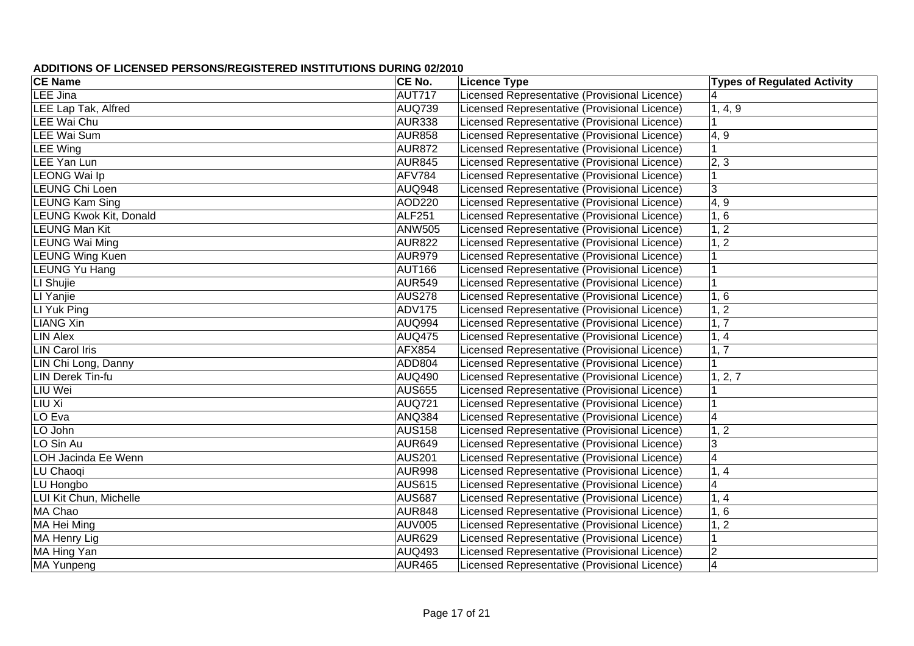## ADDITIONS OF LICENSED PERSONS/REGISTERED INSTITUTIONS DURING 02/2010

| CE Name | CE No. | Licence Type | Types of Regulated Activity |
|---|---|---|---|
| LEE Jina | AUT717 | Licensed Representative (Provisional Licence) | 4 |
| LEE Lap Tak, Alfred | AUQ739 | Licensed Representative (Provisional Licence) | 1, 4, 9 |
| LEE Wai Chu | AUR338 | Licensed Representative (Provisional Licence) | 1 |
| LEE Wai Sum | AUR858 | Licensed Representative (Provisional Licence) | 4, 9 |
| LEE Wing | AUR872 | Licensed Representative (Provisional Licence) | 1 |
| LEE Yan Lun | AUR845 | Licensed Representative (Provisional Licence) | 2, 3 |
| LEONG Wai Ip | AFV784 | Licensed Representative (Provisional Licence) | 1 |
| LEUNG Chi Loen | AUQ948 | Licensed Representative (Provisional Licence) | 3 |
| LEUNG Kam Sing | AOD220 | Licensed Representative (Provisional Licence) | 4, 9 |
| LEUNG Kwok Kit, Donald | ALF251 | Licensed Representative (Provisional Licence) | 1, 6 |
| LEUNG Man Kit | ANW505 | Licensed Representative (Provisional Licence) | 1, 2 |
| LEUNG Wai Ming | AUR822 | Licensed Representative (Provisional Licence) | 1, 2 |
| LEUNG Wing Kuen | AUR979 | Licensed Representative (Provisional Licence) | 1 |
| LEUNG Yu Hang | AUT166 | Licensed Representative (Provisional Licence) | 1 |
| LI Shujie | AUR549 | Licensed Representative (Provisional Licence) | 1 |
| LI Yanjie | AUS278 | Licensed Representative (Provisional Licence) | 1, 6 |
| LI Yuk Ping | ADV175 | Licensed Representative (Provisional Licence) | 1, 2 |
| LIANG Xin | AUQ994 | Licensed Representative (Provisional Licence) | 1, 7 |
| LIN Alex | AUQ475 | Licensed Representative (Provisional Licence) | 1, 4 |
| LIN Carol Iris | AFX854 | Licensed Representative (Provisional Licence) | 1, 7 |
| LIN Chi Long, Danny | ADD804 | Licensed Representative (Provisional Licence) | 1 |
| LIN Derek Tin-fu | AUQ490 | Licensed Representative (Provisional Licence) | 1, 2, 7 |
| LIU Wei | AUS655 | Licensed Representative (Provisional Licence) | 1 |
| LIU Xi | AUQ721 | Licensed Representative (Provisional Licence) | 1 |
| LO Eva | ANQ384 | Licensed Representative (Provisional Licence) | 4 |
| LO John | AUS158 | Licensed Representative (Provisional Licence) | 1, 2 |
| LO Sin Au | AUR649 | Licensed Representative (Provisional Licence) | 3 |
| LOH Jacinda Ee Wenn | AUS201 | Licensed Representative (Provisional Licence) | 4 |
| LU Chaoqi | AUR998 | Licensed Representative (Provisional Licence) | 1, 4 |
| LU Hongbo | AUS615 | Licensed Representative (Provisional Licence) | 4 |
| LUI Kit Chun, Michelle | AUS687 | Licensed Representative (Provisional Licence) | 1, 4 |
| MA Chao | AUR848 | Licensed Representative (Provisional Licence) | 1, 6 |
| MA Hei Ming | AUV005 | Licensed Representative (Provisional Licence) | 1, 2 |
| MA Henry Lig | AUR629 | Licensed Representative (Provisional Licence) | 1 |
| MA Hing Yan | AUQ493 | Licensed Representative (Provisional Licence) | 2 |
| MA Yunpeng | AUR465 | Licensed Representative (Provisional Licence) | 4 |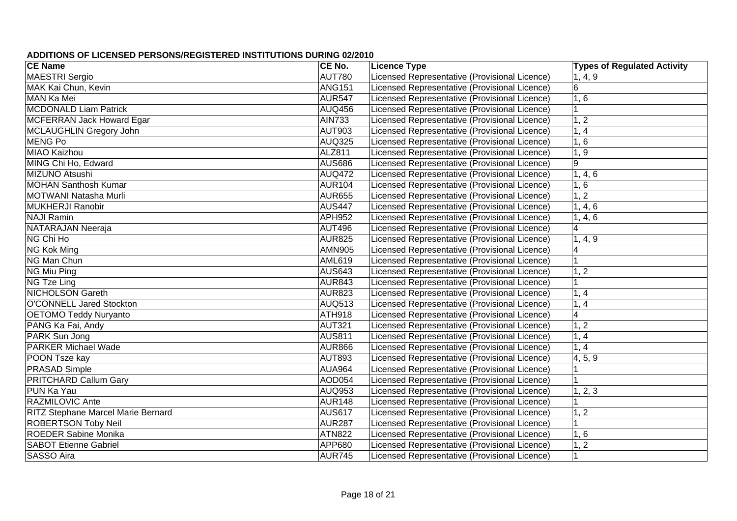**ADDITIONS OF LICENSED PERSONS/REGISTERED INSTITUTIONS DURING 02/2010**

| CE Name | CE No. | Licence Type | Types of Regulated Activity |
|---|---|---|---|
| MAESTRI Sergio | AUT780 | Licensed Representative (Provisional Licence) | 1, 4, 9 |
| MAK Kai Chun, Kevin | ANG151 | Licensed Representative (Provisional Licence) | 6 |
| MAN Ka Mei | AUR547 | Licensed Representative (Provisional Licence) | 1, 6 |
| MCDONALD Liam Patrick | AUQ456 | Licensed Representative (Provisional Licence) | 1 |
| MCFERRAN Jack Howard Egar | AIN733 | Licensed Representative (Provisional Licence) | 1, 2 |
| MCLAUGHLIN Gregory John | AUT903 | Licensed Representative (Provisional Licence) | 1, 4 |
| MENG Po | AUQ325 | Licensed Representative (Provisional Licence) | 1, 6 |
| MIAO Kaizhou | ALZ811 | Licensed Representative (Provisional Licence) | 1, 9 |
| MING Chi Ho, Edward | AUS686 | Licensed Representative (Provisional Licence) | 9 |
| MIZUNO Atsushi | AUQ472 | Licensed Representative (Provisional Licence) | 1, 4, 6 |
| MOHAN Santhosh Kumar | AUR104 | Licensed Representative (Provisional Licence) | 1, 6 |
| MOTWANI Natasha Murli | AUR655 | Licensed Representative (Provisional Licence) | 1, 2 |
| MUKHERJI Ranobir | AUS447 | Licensed Representative (Provisional Licence) | 1, 4, 6 |
| NAJI Ramin | APH952 | Licensed Representative (Provisional Licence) | 1, 4, 6 |
| NATARAJAN Neeraja | AUT496 | Licensed Representative (Provisional Licence) | 4 |
| NG Chi Ho | AUR825 | Licensed Representative (Provisional Licence) | 1, 4, 9 |
| NG Kok Ming | AMN905 | Licensed Representative (Provisional Licence) | 4 |
| NG Man Chun | AML619 | Licensed Representative (Provisional Licence) | 1 |
| NG Miu Ping | AUS643 | Licensed Representative (Provisional Licence) | 1, 2 |
| NG Tze Ling | AUR843 | Licensed Representative (Provisional Licence) | 1 |
| NICHOLSON Gareth | AUR823 | Licensed Representative (Provisional Licence) | 1, 4 |
| O'CONNELL Jared Stockton | AUQ513 | Licensed Representative (Provisional Licence) | 1, 4 |
| OETOMO Teddy Nuryanto | ATH918 | Licensed Representative (Provisional Licence) | 4 |
| PANG Ka Fai, Andy | AUT321 | Licensed Representative (Provisional Licence) | 1, 2 |
| PARK Sun Jong | AUS811 | Licensed Representative (Provisional Licence) | 1, 4 |
| PARKER Michael Wade | AUR866 | Licensed Representative (Provisional Licence) | 1, 4 |
| POON Tsze kay | AUT893 | Licensed Representative (Provisional Licence) | 4, 5, 9 |
| PRASAD Simple | AUA964 | Licensed Representative (Provisional Licence) | 1 |
| PRITCHARD Callum Gary | AOD054 | Licensed Representative (Provisional Licence) | 1 |
| PUN Ka Yau | AUQ953 | Licensed Representative (Provisional Licence) | 1, 2, 3 |
| RAZMILOVIC Ante | AUR148 | Licensed Representative (Provisional Licence) | 1 |
| RITZ Stephane Marcel Marie Bernard | AUS617 | Licensed Representative (Provisional Licence) | 1, 2 |
| ROBERTSON Toby Neil | AUR287 | Licensed Representative (Provisional Licence) | 1 |
| ROEDER Sabine Monika | ATN822 | Licensed Representative (Provisional Licence) | 1, 6 |
| SABOT Etienne Gabriel | APP680 | Licensed Representative (Provisional Licence) | 1, 2 |
| SASSO Aira | AUR745 | Licensed Representative (Provisional Licence) | 1 |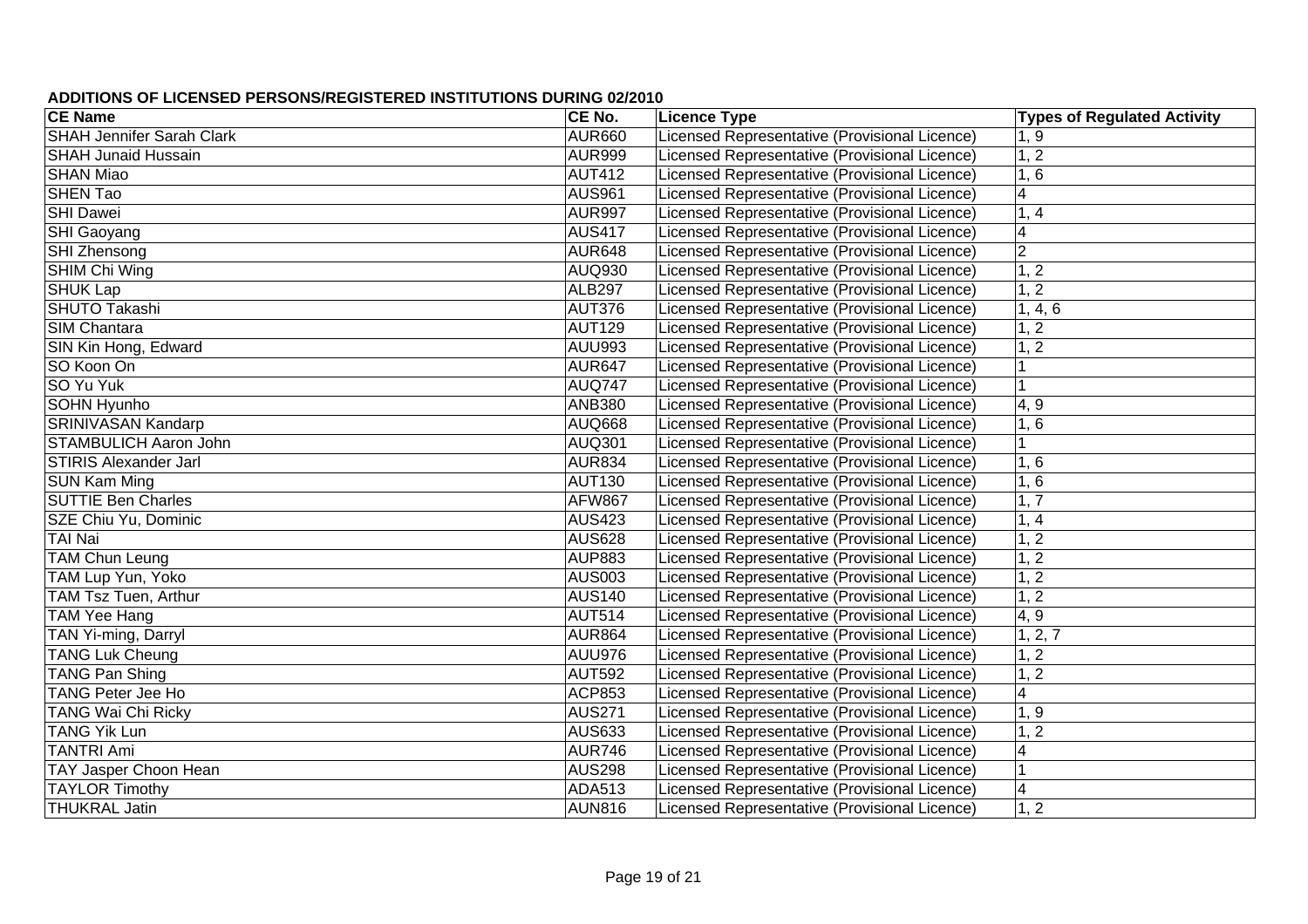**ADDITIONS OF LICENSED PERSONS/REGISTERED INSTITUTIONS DURING 02/2010**

| CE Name | CE No. | Licence Type | Types of Regulated Activity |
|---|---|---|---|
| SHAH Jennifer Sarah Clark | AUR660 | Licensed Representative (Provisional Licence) | 1, 9 |
| SHAH Junaid Hussain | AUR999 | Licensed Representative (Provisional Licence) | 1, 2 |
| SHAN Miao | AUT412 | Licensed Representative (Provisional Licence) | 1, 6 |
| SHEN Tao | AUS961 | Licensed Representative (Provisional Licence) | 4 |
| SHI Dawei | AUR997 | Licensed Representative (Provisional Licence) | 1, 4 |
| SHI Gaoyang | AUS417 | Licensed Representative (Provisional Licence) | 4 |
| SHI Zhensong | AUR648 | Licensed Representative (Provisional Licence) | 2 |
| SHIM Chi Wing | AUQ930 | Licensed Representative (Provisional Licence) | 1, 2 |
| SHUK Lap | ALB297 | Licensed Representative (Provisional Licence) | 1, 2 |
| SHUTO Takashi | AUT376 | Licensed Representative (Provisional Licence) | 1, 4, 6 |
| SIM Chantara | AUT129 | Licensed Representative (Provisional Licence) | 1, 2 |
| SIN Kin Hong, Edward | AUU993 | Licensed Representative (Provisional Licence) | 1, 2 |
| SO Koon On | AUR647 | Licensed Representative (Provisional Licence) | 1 |
| SO Yu Yuk | AUQ747 | Licensed Representative (Provisional Licence) | 1 |
| SOHN Hyunho | ANB380 | Licensed Representative (Provisional Licence) | 4, 9 |
| SRINIVASAN Kandarp | AUQ668 | Licensed Representative (Provisional Licence) | 1, 6 |
| STAMBULICH Aaron John | AUQ301 | Licensed Representative (Provisional Licence) | 1 |
| STIRIS Alexander Jarl | AUR834 | Licensed Representative (Provisional Licence) | 1, 6 |
| SUN Kam Ming | AUT130 | Licensed Representative (Provisional Licence) | 1, 6 |
| SUTTIE Ben Charles | AFW867 | Licensed Representative (Provisional Licence) | 1, 7 |
| SZE Chiu Yu, Dominic | AUS423 | Licensed Representative (Provisional Licence) | 1, 4 |
| TAI Nai | AUS628 | Licensed Representative (Provisional Licence) | 1, 2 |
| TAM Chun Leung | AUP883 | Licensed Representative (Provisional Licence) | 1, 2 |
| TAM Lup Yun, Yoko | AUS003 | Licensed Representative (Provisional Licence) | 1, 2 |
| TAM Tsz Tuen, Arthur | AUS140 | Licensed Representative (Provisional Licence) | 1, 2 |
| TAM Yee Hang | AUT514 | Licensed Representative (Provisional Licence) | 4, 9 |
| TAN Yi-ming, Darryl | AUR864 | Licensed Representative (Provisional Licence) | 1, 2, 7 |
| TANG Luk Cheung | AUU976 | Licensed Representative (Provisional Licence) | 1, 2 |
| TANG Pan Shing | AUT592 | Licensed Representative (Provisional Licence) | 1, 2 |
| TANG Peter Jee Ho | ACP853 | Licensed Representative (Provisional Licence) | 4 |
| TANG Wai Chi Ricky | AUS271 | Licensed Representative (Provisional Licence) | 1, 9 |
| TANG Yik Lun | AUS633 | Licensed Representative (Provisional Licence) | 1, 2 |
| TANTRI Ami | AUR746 | Licensed Representative (Provisional Licence) | 4 |
| TAY Jasper Choon Hean | AUS298 | Licensed Representative (Provisional Licence) | 1 |
| TAYLOR Timothy | ADA513 | Licensed Representative (Provisional Licence) | 4 |
| THUKRAL Jatin | AUN816 | Licensed Representative (Provisional Licence) | 1, 2 |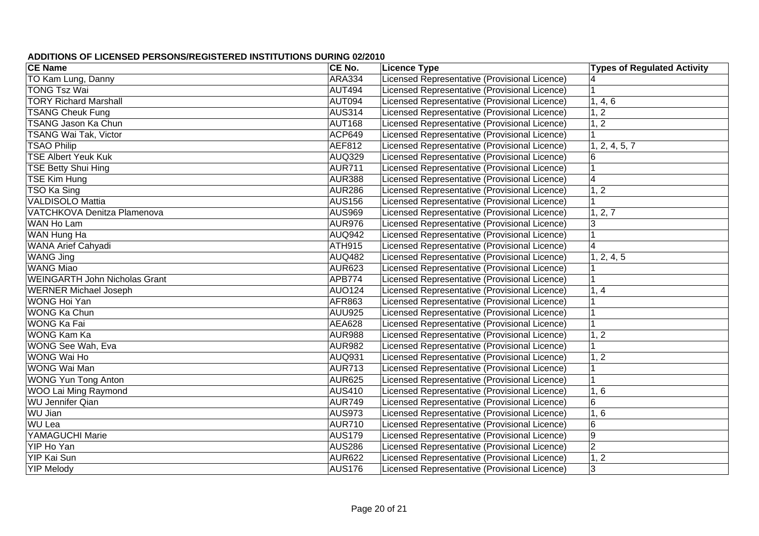**ADDITIONS OF LICENSED PERSONS/REGISTERED INSTITUTIONS DURING 02/2010**

| CE Name | CE No. | Licence Type | Types of Regulated Activity |
|---|---|---|---|
| TO Kam Lung, Danny | ARA334 | Licensed Representative (Provisional Licence) | 4 |
| TONG Tsz Wai | AUT494 | Licensed Representative (Provisional Licence) | 1 |
| TORY Richard Marshall | AUT094 | Licensed Representative (Provisional Licence) | 1, 4, 6 |
| TSANG Cheuk Fung | AUS314 | Licensed Representative (Provisional Licence) | 1, 2 |
| TSANG Jason Ka Chun | AUT168 | Licensed Representative (Provisional Licence) | 1, 2 |
| TSANG Wai Tak, Victor | ACP649 | Licensed Representative (Provisional Licence) | 1 |
| TSAO Philip | AEF812 | Licensed Representative (Provisional Licence) | 1, 2, 4, 5, 7 |
| TSE Albert Yeuk Kuk | AUQ329 | Licensed Representative (Provisional Licence) | 6 |
| TSE Betty Shui Hing | AUR711 | Licensed Representative (Provisional Licence) | 1 |
| TSE Kim Hung | AUR388 | Licensed Representative (Provisional Licence) | 4 |
| TSO Ka Sing | AUR286 | Licensed Representative (Provisional Licence) | 1, 2 |
| VALDISOLO Mattia | AUS156 | Licensed Representative (Provisional Licence) | 1 |
| VATCHKOVA Denitza Plamenova | AUS969 | Licensed Representative (Provisional Licence) | 1, 2, 7 |
| WAN Ho Lam | AUR976 | Licensed Representative (Provisional Licence) | 3 |
| WAN Hung Ha | AUQ942 | Licensed Representative (Provisional Licence) | 1 |
| WANA Arief Cahyadi | ATH915 | Licensed Representative (Provisional Licence) | 4 |
| WANG Jing | AUQ482 | Licensed Representative (Provisional Licence) | 1, 2, 4, 5 |
| WANG Miao | AUR623 | Licensed Representative (Provisional Licence) | 1 |
| WEINGARTH John Nicholas Grant | APB774 | Licensed Representative (Provisional Licence) | 1 |
| WERNER Michael Joseph | AUO124 | Licensed Representative (Provisional Licence) | 1, 4 |
| WONG Hoi Yan | AFR863 | Licensed Representative (Provisional Licence) | 1 |
| WONG Ka Chun | AUU925 | Licensed Representative (Provisional Licence) | 1 |
| WONG Ka Fai | AEA628 | Licensed Representative (Provisional Licence) | 1 |
| WONG Kam Ka | AUR988 | Licensed Representative (Provisional Licence) | 1, 2 |
| WONG See Wah, Eva | AUR982 | Licensed Representative (Provisional Licence) | 1 |
| WONG Wai Ho | AUQ931 | Licensed Representative (Provisional Licence) | 1, 2 |
| WONG Wai Man | AUR713 | Licensed Representative (Provisional Licence) | 1 |
| WONG Yun Tong Anton | AUR625 | Licensed Representative (Provisional Licence) | 1 |
| WOO Lai Ming Raymond | AUS410 | Licensed Representative (Provisional Licence) | 1, 6 |
| WU Jennifer Qian | AUR749 | Licensed Representative (Provisional Licence) | 6 |
| WU Jian | AUS973 | Licensed Representative (Provisional Licence) | 1, 6 |
| WU Lea | AUR710 | Licensed Representative (Provisional Licence) | 6 |
| YAMAGUCHI Marie | AUS179 | Licensed Representative (Provisional Licence) | 9 |
| YIP Ho Yan | AUS286 | Licensed Representative (Provisional Licence) | 2 |
| YIP Kai Sun | AUR622 | Licensed Representative (Provisional Licence) | 1, 2 |
| YIP Melody | AUS176 | Licensed Representative (Provisional Licence) | 3 |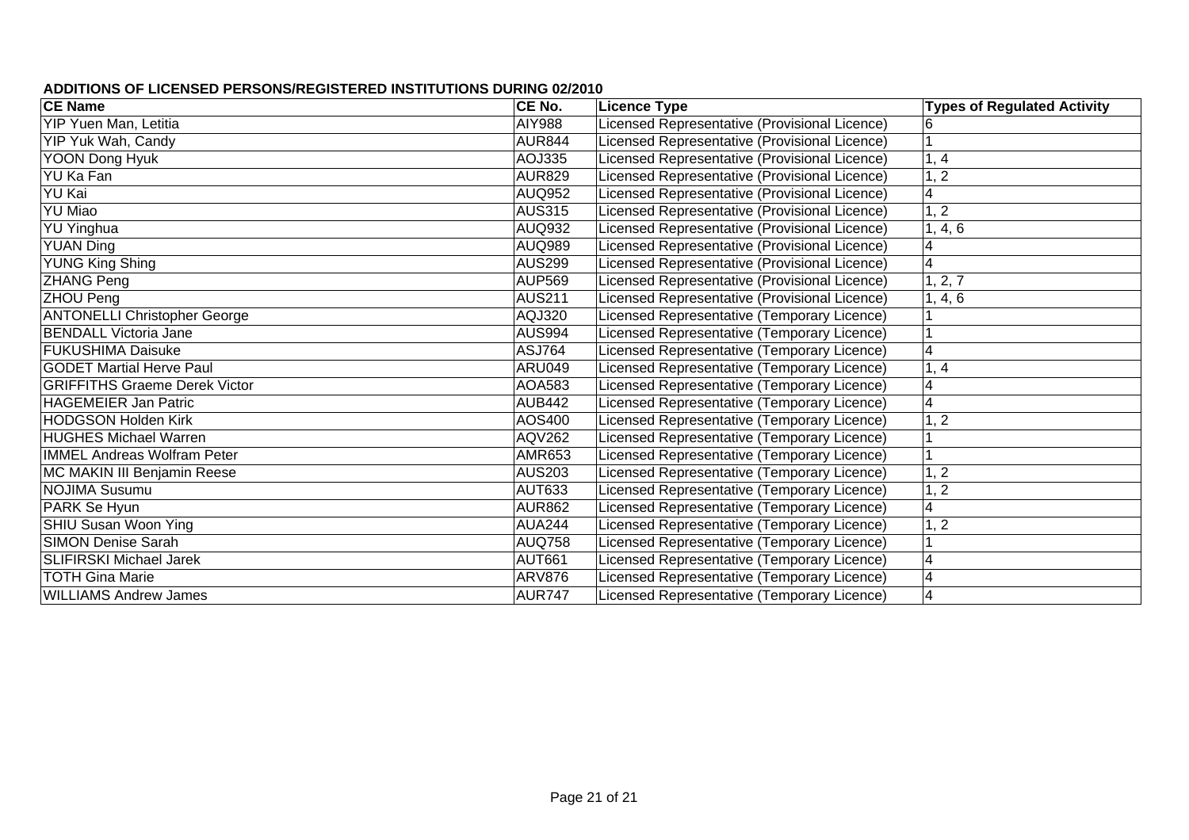**ADDITIONS OF LICENSED PERSONS/REGISTERED INSTITUTIONS DURING 02/2010**

| CE Name | CE No. | Licence Type | Types of Regulated Activity |
|---|---|---|---|
| YIP Yuen Man, Letitia | AIY988 | Licensed Representative (Provisional Licence) | 6 |
| YIP Yuk Wah, Candy | AUR844 | Licensed Representative (Provisional Licence) | 1 |
| YOON Dong Hyuk | AOJ335 | Licensed Representative (Provisional Licence) | 1, 4 |
| YU Ka Fan | AUR829 | Licensed Representative (Provisional Licence) | 1, 2 |
| YU Kai | AUQ952 | Licensed Representative (Provisional Licence) | 4 |
| YU Miao | AUS315 | Licensed Representative (Provisional Licence) | 1, 2 |
| YU Yinghua | AUQ932 | Licensed Representative (Provisional Licence) | 1, 4, 6 |
| YUAN Ding | AUQ989 | Licensed Representative (Provisional Licence) | 4 |
| YUNG King Shing | AUS299 | Licensed Representative (Provisional Licence) | 4 |
| ZHANG Peng | AUP569 | Licensed Representative (Provisional Licence) | 1, 2, 7 |
| ZHOU Peng | AUS211 | Licensed Representative (Provisional Licence) | 1, 4, 6 |
| ANTONELLI Christopher George | AQJ320 | Licensed Representative (Temporary Licence) | 1 |
| BENDALL Victoria Jane | AUS994 | Licensed Representative (Temporary Licence) | 1 |
| FUKUSHIMA Daisuke | ASJ764 | Licensed Representative (Temporary Licence) | 4 |
| GODET Martial Herve Paul | ARU049 | Licensed Representative (Temporary Licence) | 1, 4 |
| GRIFFITHS Graeme Derek Victor | AOA583 | Licensed Representative (Temporary Licence) | 4 |
| HAGEMEIER Jan Patric | AUB442 | Licensed Representative (Temporary Licence) | 4 |
| HODGSON Holden Kirk | AOS400 | Licensed Representative (Temporary Licence) | 1, 2 |
| HUGHES Michael Warren | AQV262 | Licensed Representative (Temporary Licence) | 1 |
| IMMEL Andreas Wolfram Peter | AMR653 | Licensed Representative (Temporary Licence) | 1 |
| MC MAKIN III Benjamin Reese | AUS203 | Licensed Representative (Temporary Licence) | 1, 2 |
| NOJIMA Susumu | AUT633 | Licensed Representative (Temporary Licence) | 1, 2 |
| PARK Se Hyun | AUR862 | Licensed Representative (Temporary Licence) | 4 |
| SHIU Susan Woon Ying | AUA244 | Licensed Representative (Temporary Licence) | 1, 2 |
| SIMON Denise Sarah | AUQ758 | Licensed Representative (Temporary Licence) | 1 |
| SLIFIRSKI Michael Jarek | AUT661 | Licensed Representative (Temporary Licence) | 4 |
| TOTH Gina Marie | ARV876 | Licensed Representative (Temporary Licence) | 4 |
| WILLIAMS Andrew James | AUR747 | Licensed Representative (Temporary Licence) | 4 |